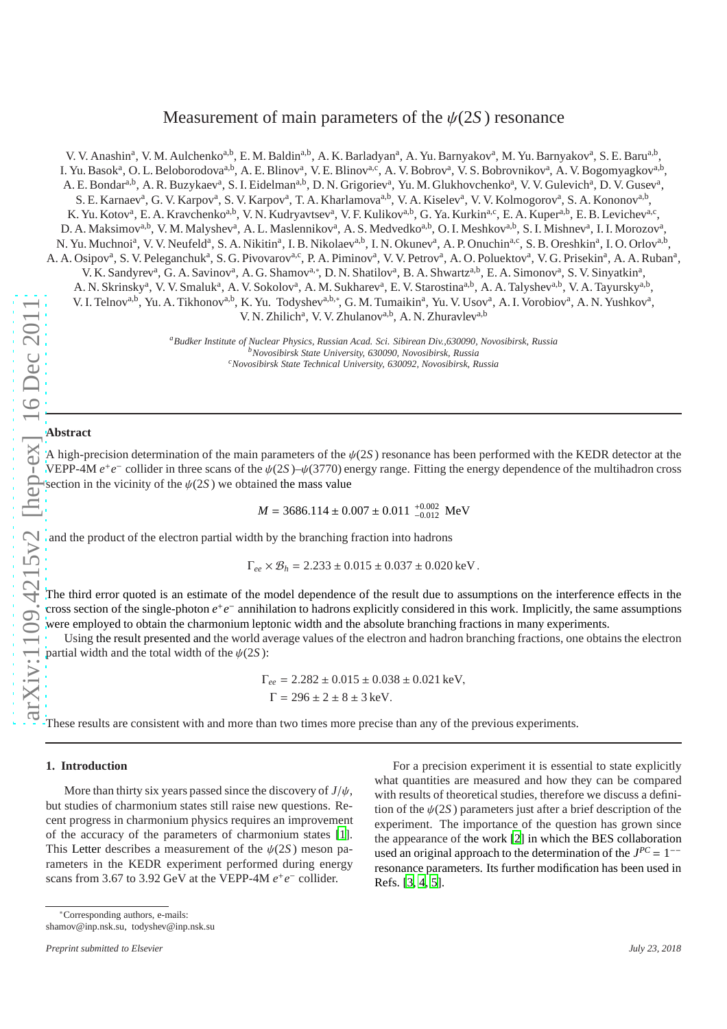# Measurement of main parameters of the $\psi(2S)$ resonance

V. V. Anashin[a], V. M. Aulchenko[a,b], E. M. Baldin[a,b], A. K. Barladyan[a], A. Yu. Barnyakov[a], M. Yu. Barnyakov[a], S. E. Baru[a,b], I. Yu. Basok[a], O. L. Beloborodova[a,b], A. E. Blinov[a], V. E. Blinov[a,c], A. V. Bobrov[a], V. S. Bobrovnikov[a], A. V. Bogomyagkov[a,b], A. E. Bondar[a,b], A. R. Buzykaev[a], S. I. Eidelman[a,b], D. N. Grigoriev[a], Yu. M. Glukhovchenko[a], V. V. Gulevich[a], D. V. Gusev[a], S. E. Karnaev[a], G. V. Karpov[a], S. V. Karpov[a], T. A. Kharlamova[a,b], V. A. Kiselev[a], V. V. Kolmogorov[a], S. A. Kononov[a,b], K. Yu. Kotov[a], E. A. Kravchenko[a,b], V. N. Kudryavtsev[a], V. F. Kulikov[a,b], G. Ya. Kurkin[a,c], E. A. Kuper[a,b], E. B. Levichev[a,c], D. A. Maksimov[a,b], V. M. Malyshev[a], A. L. Maslennikov[a], A. S. Medvedko[a,b], O. I. Meshkov[a,b], S. I. Mishnev[a], I. I. Morozov[a], N. Yu. Muchnoi[a], V. V. Neufeld[a], S. A. Nikitin[a], I. B. Nikolaev[a,b], I. N. Okunev[a], A. P. Onuchin[a,c], S. B. Oreshkin[a], I. O. Orlov[a,b], A. A. Osipov[a], S. V. Peleganchuk[a], S. G. Pivovarov[a,c], P. A. Piminov[a], V. V. Petrov[a], A. O. Poluektov[a], V. G. Prisekin[a], A. A. Ruban[a], V. K. Sandyrev[a], G. A. Savinov[a], A. G. Shamov[a,*], D. N. Shatilov[a], B. A. Shwartz[a,b], E. A. Simonov[a], S. V. Sinyatkin[a], A. N. Skrinsky[a], V. V. Smaluk[a], A. V. Sokolov[a], A. M. Sukharev[a], E. V. Starostina[a,b], A. A. Talyshev[a,b], V. A. Tayursky[a,b], V. I. Telnov[a,b], Yu. A. Tikhonov[a,b], K. Yu. Todyshev[a,b,*], G. M. Tumaikin[a], Yu. V. Usov[a], A. I. Vorobiov[a], A. N. Yushkov[a], V. N. Zhilich[a], V. V. Zhulanov[a,b], A. N. Zhuravlev[a,b]

[a] *Budker Institute of Nuclear Physics, Russian Acad. Sci. Sibirean Div.,630090, Novosibirsk, Russia*
[b] *Novosibirsk State University, 630090, Novosibirsk, Russia*
[c] *Novosibirsk State Technical University, 630092, Novosibirsk, Russia*

## Abstract

A high-precision determination of the main parameters of the $\psi(2S)$ resonance has been performed with the KEDR detector at the VEPP-4M $e^+e^-$ collider in three scans of the $\psi(2S)$–$\psi(3770)$ energy range. Fitting the energy dependence of the multihadron cross section in the vicinity of the $\psi(2S)$ we obtained the mass value

$$M = 3686.114 \pm 0.007 \pm 0.011 \ ^{+0.002}_{-0.012} \text{ MeV}$$

and the product of the electron partial width by the branching fraction into hadrons

$$\Gamma_{ee} \times \mathcal{B}_h = 2.233 \pm 0.015 \pm 0.037 \pm 0.020 \, \text{keV}.$$

The third error quoted is an estimate of the model dependence of the result due to assumptions on the interference effects in the cross section of the single-photon $e^+e^-$ annihilation to hadrons explicitly considered in this work. Implicitly, the same assumptions were employed to obtain the charmonium leptonic width and the absolute branching fractions in many experiments.

Using the result presented and the world average values of the electron and hadron branching fractions, one obtains the electron partial width and the total width of the $\psi(2S)$:

$$\Gamma_{ee} = 2.282 \pm 0.015 \pm 0.038 \pm 0.021 \, \text{keV},$$
$$\Gamma = 296 \pm 2 \pm 8 \pm 3 \, \text{keV}.$$

These results are consistent with and more than two times more precise than any of the previous experiments.

## 1. Introduction

More than thirty six years passed since the discovery of $J/\psi$, but studies of charmonium states still raise new questions. Recent progress in charmonium physics requires an improvement of the accuracy of the parameters of charmonium states [1]. This Letter describes a measurement of the $\psi(2S)$ meson parameters in the KEDR experiment performed during energy scans from 3.67 to 3.92 GeV at the VEPP-4M $e^+e^-$ collider.

For a precision experiment it is essential to state explicitly what quantities are measured and how they can be compared with results of theoretical studies, therefore we discuss a definition of the $\psi(2S)$ parameters just after a brief description of the experiment. The importance of the question has grown since the appearance of the work [2] in which the BES collaboration used an original approach to the determination of the $J^{PC} = 1^{--}$ resonance parameters. Its further modification has been used in Refs. [3, 4, 5].

*Corresponding authors, e-mails: shamov@inp.nsk.su, todyshev@inp.nsk.su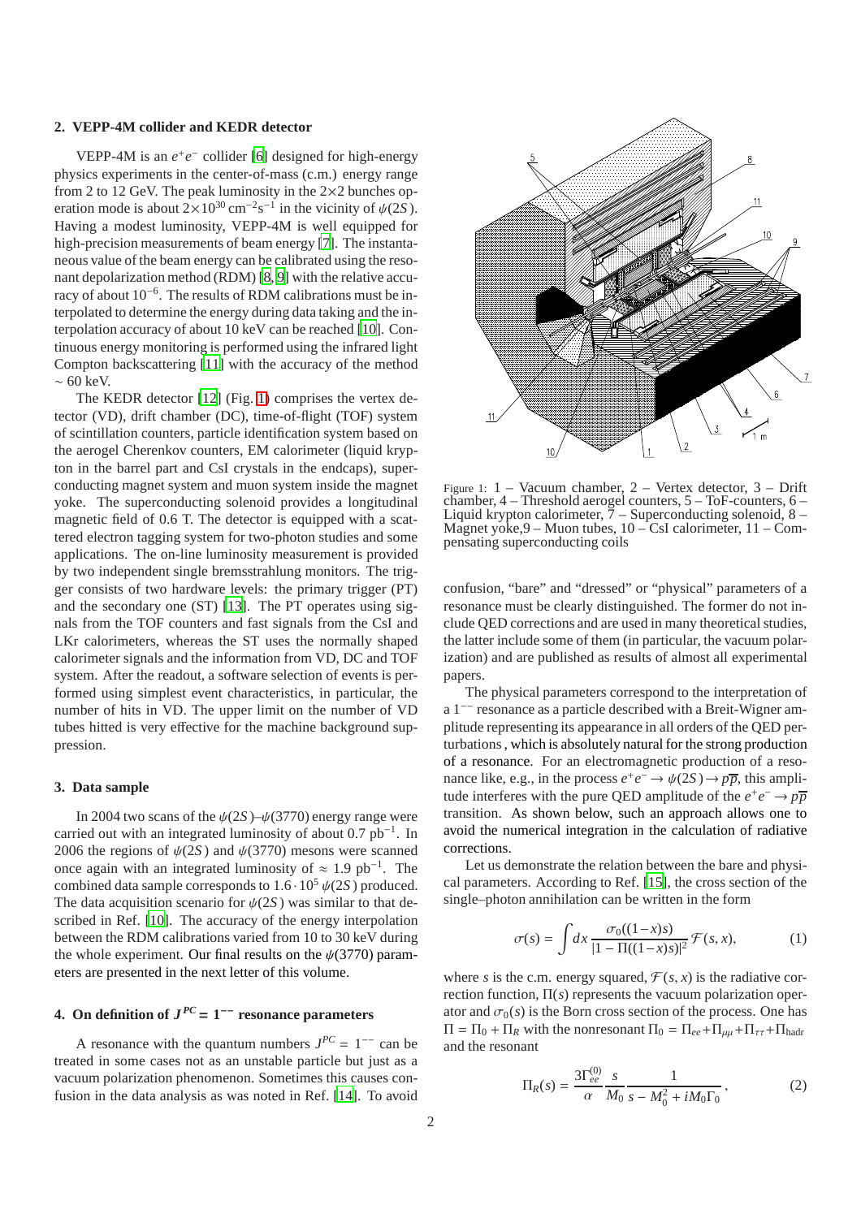## 2. VEPP-4M collider and KEDR detector

VEPP-4M is an $e^+e^-$ collider [6] designed for high-energy physics experiments in the center-of-mass (c.m.) energy range from 2 to 12 GeV. The peak luminosity in the 2×2 bunches operation mode is about $2{\times}10^{30}$ cm$^{-2}$s$^{-1}$ in the vicinity of $\psi(2S)$. Having a modest luminosity, VEPP-4M is well equipped for high-precision measurements of beam energy [7]. The instantaneous value of the beam energy can be calibrated using the resonant depolarization method (RDM) [8, 9] with the relative accuracy of about $10^{-6}$. The results of RDM calibrations must be interpolated to determine the energy during data taking and the interpolation accuracy of about 10 keV can be reached [10]. Continuous energy monitoring is performed using the infrared light Compton backscattering [11] with the accuracy of the method ∼ 60 keV.

The KEDR detector [12] (Fig. 1) comprises the vertex detector (VD), drift chamber (DC), time-of-flight (TOF) system of scintillation counters, particle identification system based on the aerogel Cherenkov counters, EM calorimeter (liquid krypton in the barrel part and CsI crystals in the endcaps), superconducting magnet system and muon system inside the magnet yoke. The superconducting solenoid provides a longitudinal magnetic field of 0.6 T. The detector is equipped with a scattered electron tagging system for two-photon studies and some applications. The on-line luminosity measurement is provided by two independent single bremsstrahlung monitors. The trigger consists of two hardware levels: the primary trigger (PT) and the secondary one (ST) [13]. The PT operates using signals from the TOF counters and fast signals from the CsI and LKr calorimeters, whereas the ST uses the normally shaped calorimeter signals and the information from VD, DC and TOF system. After the readout, a software selection of events is performed using simplest event characteristics, in particular, the number of hits in VD. The upper limit on the number of VD tubes hitted is very effective for the machine background suppression.

Figure 1: 1 – Vacuum chamber, 2 – Vertex detector, 3 – Drift chamber, 4 – Threshold aerogel counters, 5 – ToF-counters, 6 – Liquid krypton calorimeter, 7 – Superconducting solenoid, 8 – Magnet yoke, 9 – Muon tubes, 10 – CsI calorimeter, 11 – Compensating superconducting coils

## 3. Data sample

In 2004 two scans of the $\psi(2S)$–$\psi(3770)$ energy range were carried out with an integrated luminosity of about 0.7 pb$^{-1}$. In 2006 the regions of $\psi(2S)$ and $\psi(3770)$ mesons were scanned once again with an integrated luminosity of ≈ 1.9 pb$^{-1}$. The combined data sample corresponds to $1.6\cdot10^5$ $\psi(2S)$ produced. The data acquisition scenario for $\psi(2S)$ was similar to that described in Ref. [10]. The accuracy of the energy interpolation between the RDM calibrations varied from 10 to 30 keV during the whole experiment. Our final results on the $\psi(3770)$ parameters are presented in the next letter of this volume.

## 4. On definition of $J^{PC} = 1^{--}$ resonance parameters

A resonance with the quantum numbers $J^{PC} = 1^{--}$ can be treated in some cases not as an unstable particle but just as a vacuum polarization phenomenon. Sometimes this causes confusion in the data analysis as was noted in Ref. [14]. To avoid confusion, "bare" and "dressed" or "physical" parameters of a resonance must be clearly distinguished. The former do not include QED corrections and are used in many theoretical studies, the latter include some of them (in particular, the vacuum polarization) and are published as results of almost all experimental papers.

The physical parameters correspond to the interpretation of a $1^{--}$ resonance as a particle described with a Breit-Wigner amplitude representing its appearance in all orders of the QED perturbations, which is absolutely natural for the strong production of a resonance. For an electromagnetic production of a resonance like, e.g., in the process $e^+e^- \to \psi(2S) \to p\overline{p}$, this amplitude interferes with the pure QED amplitude of the $e^+e^- \to p\overline{p}$ transition. As shown below, such an approach allows one to avoid the numerical integration in the calculation of radiative corrections.

Let us demonstrate the relation between the bare and physical parameters. According to Ref. [15], the cross section of the single–photon annihilation can be written in the form

$$\sigma(s) = \int dx\, \frac{\sigma_0((1-x)s)}{|1-\Pi((1-x)s)|^2}\, \mathcal{F}(s,x), \tag{1}$$

where $s$ is the c.m. energy squared, $\mathcal{F}(s,x)$ is the radiative correction function, $\Pi(s)$ represents the vacuum polarization operator and $\sigma_0(s)$ is the Born cross section of the process. One has $\Pi = \Pi_0 + \Pi_R$ with the nonresonant $\Pi_0 = \Pi_{ee} + \Pi_{\mu\mu} + \Pi_{\tau\tau} + \Pi_{\text{hadr}}$ and the resonant

$$\Pi_R(s) = \frac{3\Gamma_{ee}^{(0)}}{\alpha}\frac{s}{M_0}\frac{1}{s - M_0^2 + iM_0\Gamma_0}\,, \tag{2}$$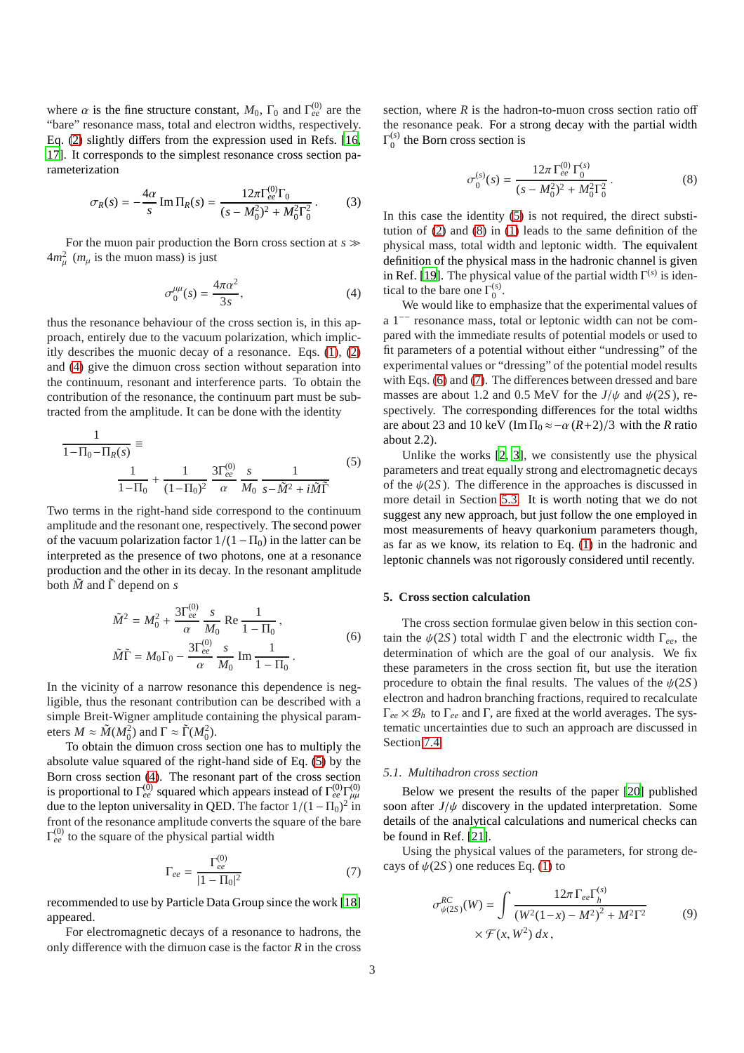where $\alpha$ is the fine structure constant, $M_0$, $\Gamma_0$ and $\Gamma_{ee}^{(0)}$ are the "bare" resonance mass, total and electron widths, respectively. Eq. (2) slightly differs from the expression used in Refs. [16, 17]. It corresponds to the simplest resonance cross section parameterization

$$\sigma_R(s) = -\frac{4\alpha}{s}\,\mathrm{Im}\,\Pi_R(s) = \frac{12\pi\Gamma_{ee}^{(0)}\Gamma_0}{(s-M_0^2)^2 + M_0^2\Gamma_0^2}\,. \tag{3}$$

For the muon pair production the Born cross section at $s \gg 4m_\mu^2$ ($m_\mu$ is the muon mass) is just

$$\sigma_0^{\mu\mu}(s) = \frac{4\pi\alpha^2}{3s}, \tag{4}$$

thus the resonance behaviour of the cross section is, in this approach, entirely due to the vacuum polarization, which implicitly describes the muonic decay of a resonance. Eqs. (1), (2) and (4) give the dimuon cross section without separation into the continuum, resonant and interference parts. To obtain the contribution of the resonance, the continuum part must be subtracted from the amplitude. It can be done with the identity

$$\frac{1}{1-\Pi_0-\Pi_R(s)} \equiv \frac{1}{1-\Pi_0} + \frac{1}{(1-\Pi_0)^2}\,\frac{3\Gamma_{ee}^{(0)}}{\alpha}\,\frac{s}{M_0}\,\frac{1}{s-\tilde{M}^2+i\tilde{M}\tilde{\Gamma}} \tag{5}$$

Two terms in the right-hand side correspond to the continuum amplitude and the resonant one, respectively. The second power of the vacuum polarization factor $1/(1-\Pi_0)$ in the latter can be interpreted as the presence of two photons, one at a resonance production and the other in its decay. In the resonant amplitude both $\tilde{M}$ and $\tilde{\Gamma}$ depend on $s$

$$\begin{aligned}
\tilde{M}^2 &= M_0^2 + \frac{3\Gamma_{ee}^{(0)}}{\alpha}\,\frac{s}{M_0}\,\mathrm{Re}\,\frac{1}{1-\Pi_0}\,,\\
\tilde{M}\tilde{\Gamma} &= M_0\Gamma_0 - \frac{3\Gamma_{ee}^{(0)}}{\alpha}\,\frac{s}{M_0}\,\mathrm{Im}\,\frac{1}{1-\Pi_0}\,.
\end{aligned} \tag{6}$$

In the vicinity of a narrow resonance this dependence is negligible, thus the resonant contribution can be described with a simple Breit-Wigner amplitude containing the physical parameters $M \approx \tilde{M}(M_0^2)$ and $\Gamma \approx \tilde{\Gamma}(M_0^2)$.

To obtain the dimuon cross section one has to multiply the absolute value squared of the right-hand side of Eq. (5) by the Born cross section (4). The resonant part of the cross section is proportional to $\Gamma_{ee}^{(0)}$ squared which appears instead of $\Gamma_{ee}^{(0)}\Gamma_{\mu\mu}^{(0)}$ due to the lepton universality in QED. The factor $1/(1-\Pi_0)^2$ in front of the resonance amplitude converts the square of the bare $\Gamma_{ee}^{(0)}$ to the square of the physical partial width

$$\Gamma_{ee} = \frac{\Gamma_{ee}^{(0)}}{|1-\Pi_0|^2} \tag{7}$$

recommended to use by Particle Data Group since the work [18] appeared.

For electromagnetic decays of a resonance to hadrons, the only difference with the dimuon case is the factor $R$ in the cross section, where $R$ is the hadron-to-muon cross section ratio off the resonance peak. For a strong decay with the partial width $\Gamma_0^{(s)}$ the Born cross section is

$$\sigma_0^{(s)}(s) = \frac{12\pi\,\Gamma_{ee}^{(0)}\,\Gamma_0^{(s)}}{(s-M_0^2)^2 + M_0^2\Gamma_0^2}\,. \tag{8}$$

In this case the identity (5) is not required, the direct substitution of (2) and (8) in (1) leads to the same definition of the physical mass, total width and leptonic width. The equivalent definition of the physical mass in the hadronic channel is given in Ref. [19]. The physical value of the partial width $\Gamma^{(s)}$ is identical to the bare one $\Gamma_0^{(s)}$.

We would like to emphasize that the experimental values of a $1^{--}$ resonance mass, total or leptonic width can not be compared with the immediate results of potential models or used to fit parameters of a potential without either "undressing" of the experimental values or "dressing" of the potential model results with Eqs. (6) and (7). The differences between dressed and bare masses are about 1.2 and 0.5 MeV for the $J/\psi$ and $\psi(2S)$, respectively. The corresponding differences for the total widths are about 23 and 10 keV ($\mathrm{Im}\,\Pi_0 \approx -\alpha\,(R+2)/3$ with the $R$ ratio about 2.2).

Unlike the works [2, 3], we consistently use the physical parameters and treat equally strong and electromagnetic decays of the $\psi(2S)$. The difference in the approaches is discussed in more detail in Section 5.3. It is worth noting that we do not suggest any new approach, but just follow the one employed in most measurements of heavy quarkonium parameters though, as far as we know, its relation to Eq. (1) in the hadronic and leptonic channels was not rigorously considered until recently.

## 5. Cross section calculation

The cross section formulae given below in this section contain the $\psi(2S)$ total width $\Gamma$ and the electronic width $\Gamma_{ee}$, the determination of which are the goal of our analysis. We fix these parameters in the cross section fit, but use the iteration procedure to obtain the final results. The values of the $\psi(2S)$ electron and hadron branching fractions, required to recalculate $\Gamma_{ee} \times \mathcal{B}_h$ to $\Gamma_{ee}$ and $\Gamma$, are fixed at the world averages. The systematic uncertainties due to such an approach are discussed in Section 7.4.

### 5.1. Multihadron cross section

Below we present the results of the paper [20] published soon after $J/\psi$ discovery in the updated interpretation. Some details of the analytical calculations and numerical checks can be found in Ref. [21].

Using the physical values of the parameters, for strong decays of $\psi(2S)$ one reduces Eq. (1) to

$$\sigma^{RC}_{\psi(2S)}(W) = \int \frac{12\pi\,\Gamma_{ee}\Gamma_h^{(s)}}{\left(W^2(1-x) - M^2\right)^2 + M^2\Gamma^2} \times \mathcal{F}(x, W^2)\,dx\,, \tag{9}$$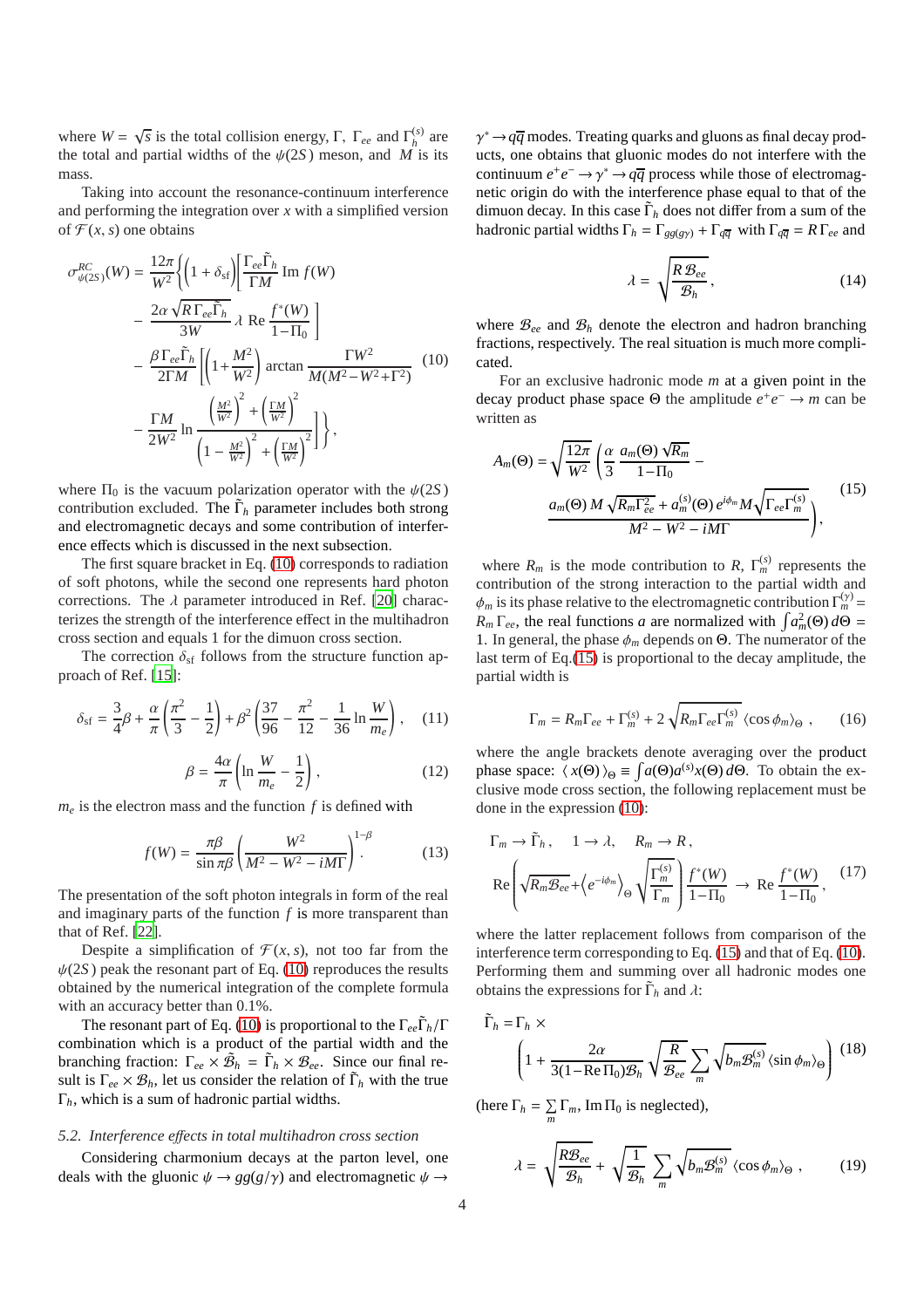where $W = \sqrt{s}$ is the total collision energy, $\Gamma$, $\Gamma_{ee}$ and $\Gamma_h^{(s)}$ are the total and partial widths of the $\psi(2S)$ meson, and $M$ is its mass.

Taking into account the resonance-continuum interference and performing the integration over $x$ with a simplified version of $\mathcal{F}(x, s)$ one obtains

$$
\begin{aligned}
\sigma^{RC}_{\psi(2S)}(W) = \frac{12\pi}{W^2}\Bigg\{ & \left(1+\delta_{\rm sf}\right)\Bigg[\frac{\Gamma_{ee}\tilde{\Gamma}_h}{\Gamma M}\,\mathrm{Im}\,f(W) \\
& - \frac{2\alpha\sqrt{R\,\Gamma_{ee}\tilde{\Gamma}_h}}{3W}\,\lambda\,\mathrm{Re}\,\frac{f^*(W)}{1-\Pi_0}\Bigg] \\
& - \frac{\beta\,\Gamma_{ee}\tilde{\Gamma}_h}{2\Gamma M}\Bigg[\left(1+\frac{M^2}{W^2}\right)\arctan\frac{\Gamma W^2}{M(M^2-W^2+\Gamma^2)} \\
& - \frac{\Gamma M}{2W^2}\ln\frac{\left(\frac{M^2}{W^2}\right)^2+\left(\frac{\Gamma M}{W^2}\right)^2}{\left(1-\frac{M^2}{W^2}\right)^2+\left(\frac{\Gamma M}{W^2}\right)^2}\Bigg]\Bigg\},
\end{aligned}
\tag{10}
$$

where $\Pi_0$ is the vacuum polarization operator with the $\psi(2S)$ contribution excluded. The $\tilde{\Gamma}_h$ parameter includes both strong and electromagnetic decays and some contribution of interference effects which is discussed in the next subsection.

The first square bracket in Eq. (10) corresponds to radiation of soft photons, while the second one represents hard photon corrections. The $\lambda$ parameter introduced in Ref. [20] characterizes the strength of the interference effect in the multihadron cross section and equals 1 for the dimuon cross section.

The correction $\delta_{\rm sf}$ follows from the structure function approach of Ref. [15]:

$$
\delta_{\rm sf} = \frac{3}{4}\beta + \frac{\alpha}{\pi}\left(\frac{\pi^2}{3}-\frac{1}{2}\right) + \beta^2\left(\frac{37}{96}-\frac{\pi^2}{12}-\frac{1}{36}\ln\frac{W}{m_e}\right), \tag{11}
$$

$$
\beta = \frac{4\alpha}{\pi}\left(\ln\frac{W}{m_e}-\frac{1}{2}\right), \tag{12}
$$

$m_e$ is the electron mass and the function $f$ is defined with

$$
f(W) = \frac{\pi\beta}{\sin\pi\beta}\left(\frac{W^2}{M^2-W^2-iM\Gamma}\right)^{1-\beta}. \tag{13}
$$

The presentation of the soft photon integrals in form of the real and imaginary parts of the function $f$ is more transparent than that of Ref. [22].

Despite a simplification of $\mathcal{F}(x, s)$, not too far from the $\psi(2S)$ peak the resonant part of Eq. (10) reproduces the results obtained by the numerical integration of the complete formula with an accuracy better than 0.1%.

The resonant part of Eq. (10) is proportional to the $\Gamma_{ee}\tilde{\Gamma}_h/\Gamma$ combination which is a product of the partial width and the branching fraction: $\Gamma_{ee}\times\tilde{\mathcal{B}}_h = \tilde{\Gamma}_h\times\mathcal{B}_{ee}$. Since our final result is $\Gamma_{ee}\times\mathcal{B}_h$, let us consider the relation of $\tilde{\Gamma}_h$ with the true $\Gamma_h$, which is a sum of hadronic partial widths.

### *5.2. Interference effects in total multihadron cross section*

Considering charmonium decays at the parton level, one deals with the gluonic $\psi\to gg(g/\gamma)$ and electromagnetic $\psi\to\gamma^*\to q\overline{q}$ modes. Treating quarks and gluons as final decay products, one obtains that gluonic modes do not interfere with the continuum $e^+e^-\to\gamma^*\to q\overline{q}$ process while those of electromagnetic origin do with the interference phase equal to that of the dimuon decay. In this case $\tilde{\Gamma}_h$ does not differ from a sum of the hadronic partial widths $\Gamma_h = \Gamma_{gg(g\gamma)} + \Gamma_{q\overline{q}}$ with $\Gamma_{q\overline{q}} = R\,\Gamma_{ee}$ and

$$
\lambda = \sqrt{\frac{R\,\mathcal{B}_{ee}}{\mathcal{B}_h}}, \tag{14}
$$

where $\mathcal{B}_{ee}$ and $\mathcal{B}_h$ denote the electron and hadron branching fractions, respectively. The real situation is much more complicated.

For an exclusive hadronic mode $m$ at a given point in the decay product phase space $\Theta$ the amplitude $e^+e^-\to m$ can be written as

$$
\begin{aligned}
A_m(\Theta) = \sqrt{\frac{12\pi}{W^2}}\Bigg( & \frac{\alpha}{3}\,\frac{a_m(\Theta)\sqrt{R_m}}{1-\Pi_0} - \\
& \frac{a_m(\Theta)\,M\sqrt{R_m\Gamma_{ee}^2} + a_m^{(s)}(\Theta)\,e^{i\phi_m}M\sqrt{\Gamma_{ee}\Gamma_m^{(s)}}}{M^2-W^2-iM\Gamma}\Bigg),
\end{aligned}
\tag{15}
$$

where $R_m$ is the mode contribution to $R$, $\Gamma_m^{(s)}$ represents the contribution of the strong interaction to the partial width and $\phi_m$ is its phase relative to the electromagnetic contribution $\Gamma_m^{(\gamma)} = R_m\,\Gamma_{ee}$, the real functions $a$ are normalized with $\int a_m^2(\Theta)\,d\Theta = 1$. In general, the phase $\phi_m$ depends on $\Theta$. The numerator of the last term of Eq.(15) is proportional to the decay amplitude, the partial width is

$$
\Gamma_m = R_m\Gamma_{ee} + \Gamma_m^{(s)} + 2\sqrt{R_m\Gamma_{ee}\Gamma_m^{(s)}}\,\langle\cos\phi_m\rangle_\Theta\ , \tag{16}
$$

where the angle brackets denote averaging over the product phase space: $\langle\, x(\Theta)\,\rangle_\Theta \equiv \int a(\Theta)a^{(s)}x(\Theta)\,d\Theta$. To obtain the exclusive mode cross section, the following replacement must be done in the expression (10):

$$
\begin{aligned}
& \Gamma_m \to \tilde{\Gamma}_h\,, \quad 1\to\lambda, \quad R_m\to R\,, \\
& \mathrm{Re}\left(\sqrt{R_m\mathcal{B}_{ee}} + \left\langle e^{-i\phi_m}\right\rangle_\Theta\sqrt{\frac{\Gamma_m^{(s)}}{\Gamma_m}}\right)\frac{f^*(W)}{1-\Pi_0} \to \mathrm{Re}\,\frac{f^*(W)}{1-\Pi_0}\,,
\end{aligned}
\tag{17}
$$

where the latter replacement follows from comparison of the interference term corresponding to Eq. (15) and that of Eq. (10). Performing them and summing over all hadronic modes one obtains the expressions for $\tilde{\Gamma}_h$ and $\lambda$:

$$
\tilde{\Gamma}_h = \Gamma_h\times\left(1+\frac{2\alpha}{3(1-\mathrm{Re}\,\Pi_0)\mathcal{B}_h}\sqrt{\frac{R}{\mathcal{B}_{ee}}}\sum_m\sqrt{b_m\mathcal{B}_m^{(s)}}\,\langle\sin\phi_m\rangle_\Theta\right) \tag{18}
$$

(here $\Gamma_h = \sum\limits_m \Gamma_m$, $\mathrm{Im}\,\Pi_0$ is neglected),

$$
\lambda = \sqrt{\frac{R\mathcal{B}_{ee}}{\mathcal{B}_h}} + \sqrt{\frac{1}{\mathcal{B}_h}}\sum_m\sqrt{b_m\mathcal{B}_m^{(s)}}\,\langle\cos\phi_m\rangle_\Theta\ , \tag{19}
$$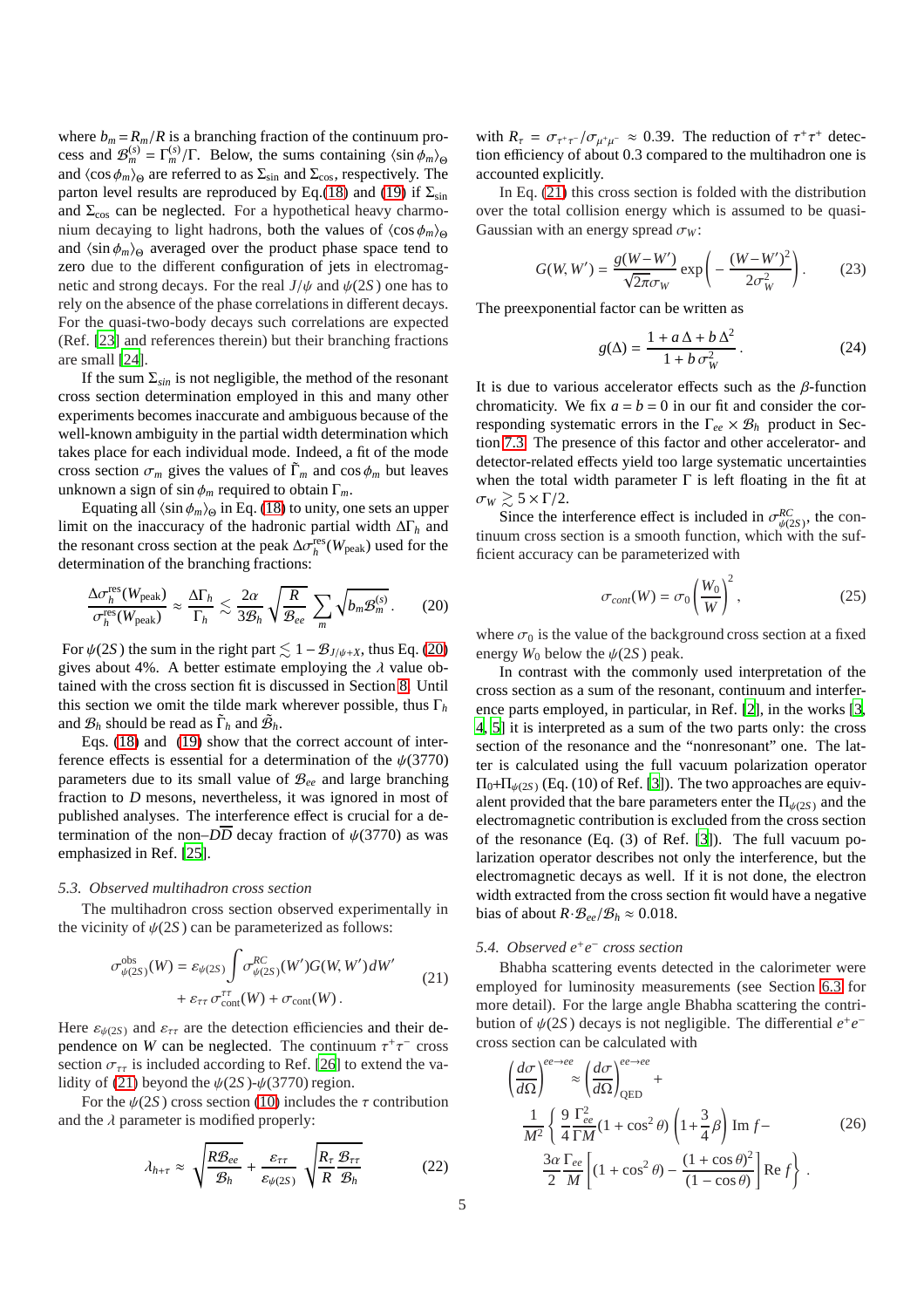where $b_m = R_m/R$ is a branching fraction of the continuum process and $\mathcal{B}_m^{(s)} = \Gamma_m^{(s)}/\Gamma$. Below, the sums containing $\langle \sin\phi_m \rangle_\Theta$ and $\langle \cos\phi_m \rangle_\Theta$ are referred to as $\Sigma_{\sin}$ and $\Sigma_{\cos}$, respectively. The parton level results are reproduced by Eq.(18) and (19) if $\Sigma_{\sin}$ and $\Sigma_{\cos}$ can be neglected. For a hypothetical heavy charmonium decaying to light hadrons, both the values of $\langle \cos\phi_m \rangle_\Theta$ and $\langle \sin\phi_m \rangle_\Theta$ averaged over the product phase space tend to zero due to the different configuration of jets in electromagnetic and strong decays. For the real $J/\psi$ and $\psi(2S)$ one has to rely on the absence of the phase correlations in different decays. For the quasi-two-body decays such correlations are expected (Ref. [23] and references therein) but their branching fractions are small [24].

If the sum $\Sigma_{sin}$ is not negligible, the method of the resonant cross section determination employed in this and many other experiments becomes inaccurate and ambiguous because of the well-known ambiguity in the partial width determination which takes place for each individual mode. Indeed, a fit of the mode cross section $\sigma_m$ gives the values of $\tilde{\Gamma}_m$ and $\cos\phi_m$ but leaves unknown a sign of $\sin\phi_m$ required to obtain $\Gamma_m$.

Equating all $\langle \sin\phi_m \rangle_\Theta$ in Eq. (18) to unity, one sets an upper limit on the inaccuracy of the hadronic partial width $\Delta\Gamma_h$ and the resonant cross section at the peak $\Delta\sigma_h^{\text{res}}(W_{\text{peak}})$ used for the determination of the branching fractions:

$$\frac{\Delta\sigma_h^{\text{res}}(W_{\text{peak}})}{\sigma_h^{\text{res}}(W_{\text{peak}})} \approx \frac{\Delta\Gamma_h}{\Gamma_h} \lesssim \frac{2\alpha}{3\mathcal{B}_h}\sqrt{\frac{R}{\mathcal{B}_{ee}}}\sum_m \sqrt{b_m \mathcal{B}_m^{(s)}}\,. \tag{20}$$

For $\psi(2S)$ the sum in the right part $\lesssim 1 - \mathcal{B}_{J/\psi+X}$, thus Eq. (20) gives about 4%. A better estimate employing the $\lambda$ value obtained with the cross section fit is discussed in Section 8. Until this section we omit the tilde mark wherever possible, thus $\Gamma_h$ and $\mathcal{B}_h$ should be read as $\tilde{\Gamma}_h$ and $\tilde{\mathcal{B}}_h$.

Eqs. (18) and (19) show that the correct account of interference effects is essential for a determination of the $\psi(3770)$ parameters due to its small value of $\mathcal{B}_{ee}$ and large branching fraction to $D$ mesons, nevertheless, it was ignored in most of published analyses. The interference effect is crucial for a determination of the non–$D\overline{D}$ decay fraction of $\psi(3770)$ as was emphasized in Ref. [25].

### 5.3. Observed multihadron cross section

The multihadron cross section observed experimentally in the vicinity of $\psi(2S)$ can be parameterized as follows:

$$\begin{aligned}\sigma^{\text{obs}}_{\psi(2S)}(W) = \varepsilon_{\psi(2S)} \int \sigma^{RC}_{\psi(2S)}(W')G(W,W')dW' \\ + \varepsilon_{\tau\tau}\,\sigma^{\tau\tau}_{\text{cont}}(W) + \sigma_{\text{cont}}(W)\,.\end{aligned} \tag{21}$$

Here $\varepsilon_{\psi(2S)}$ and $\varepsilon_{\tau\tau}$ are the detection efficiencies and their dependence on $W$ can be neglected. The continuum $\tau^+\tau^-$ cross section $\sigma_{\tau\tau}$ is included according to Ref. [26] to extend the validity of (21) beyond the $\psi(2S)$-$\psi(3770)$ region.

For the $\psi(2S)$ cross section (10) includes the $\tau$ contribution and the $\lambda$ parameter is modified properly:

$$\lambda_{h+\tau} \approx \sqrt{\frac{R\mathcal{B}_{ee}}{\mathcal{B}_h}} + \frac{\varepsilon_{\tau\tau}}{\varepsilon_{\psi(2S)}}\sqrt{\frac{R_\tau}{R}\frac{\mathcal{B}_{\tau\tau}}{\mathcal{B}_h}} \tag{22}$$

with $R_\tau = \sigma_{\tau^+\tau^-}/\sigma_{\mu^+\mu^-} \approx 0.39$. The reduction of $\tau^+\tau^+$ detection efficiency of about 0.3 compared to the multihadron one is accounted explicitly.

In Eq. (21) this cross section is folded with the distribution over the total collision energy which is assumed to be quasi-Gaussian with an energy spread $\sigma_W$:

$$G(W,W') = \frac{g(W-W')}{\sqrt{2\pi}\sigma_W}\exp\left(-\frac{(W-W')^2}{2\sigma_W^2}\right). \tag{23}$$

The preexponential factor can be written as

$$g(\Delta) = \frac{1 + a\,\Delta + b\,\Delta^2}{1 + b\,\sigma_W^2}\,. \tag{24}$$

It is due to various accelerator effects such as the $\beta$-function chromaticity. We fix $a = b = 0$ in our fit and consider the corresponding systematic errors in the $\Gamma_{ee}\times\mathcal{B}_h$ product in Section 7.3. The presence of this factor and other accelerator- and detector-related effects yield too large systematic uncertainties when the total width parameter $\Gamma$ is left floating in the fit at $\sigma_W \gtrsim 5\times\Gamma/2$.

Since the interference effect is included in $\sigma^{RC}_{\psi(2S)}$, the continuum cross section is a smooth function, which with the sufficient accuracy can be parameterized with

$$\sigma_{cont}(W) = \sigma_0\left(\frac{W_0}{W}\right)^2, \tag{25}$$

where $\sigma_0$ is the value of the background cross section at a fixed energy $W_0$ below the $\psi(2S)$ peak.

In contrast with the commonly used interpretation of the cross section as a sum of the resonant, continuum and interference parts employed, in particular, in Ref. [2], in the works [3, 4, 5] it is interpreted as a sum of the two parts only: the cross section of the resonance and the "nonresonant" one. The latter is calculated using the full vacuum polarization operator $\Pi_0$+$\Pi_{\psi(2S)}$ (Eq. (10) of Ref. [3]). The two approaches are equivalent provided that the bare parameters enter the $\Pi_{\psi(2S)}$ and the electromagnetic contribution is excluded from the cross section of the resonance (Eq. (3) of Ref. [3]). The full vacuum polarization operator describes not only the interference, but the electromagnetic decays as well. If it is not done, the electron width extracted from the cross section fit would have a negative bias of about $R{\cdot}\mathcal{B}_{ee}/\mathcal{B}_h \approx 0.018$.

### 5.4. Observed $e^+e^-$ cross section

Bhabha scattering events detected in the calorimeter were employed for luminosity measurements (see Section 6.3 for more detail). For the large angle Bhabha scattering the contribution of $\psi(2S)$ decays is not negligible. The differential $e^+e^-$ cross section can be calculated with

$$\begin{aligned}\left(\frac{d\sigma}{d\Omega}\right)^{ee\to ee} &\approx \left(\frac{d\sigma}{d\Omega}\right)^{ee\to ee}_{\text{QED}} + \\ &\frac{1}{M^2}\left\{\frac{9}{4}\frac{\Gamma_{ee}^2}{\Gamma M}(1+\cos^2\theta)\left(1+\frac{3}{4}\beta\right)\text{Im}\,f - \right. \\ &\left.\frac{3\alpha}{2}\frac{\Gamma_{ee}}{M}\left[(1+\cos^2\theta) - \frac{(1+\cos\theta)^2}{(1-\cos\theta)}\right]\text{Re}\,f\right\}.\end{aligned} \tag{26}$$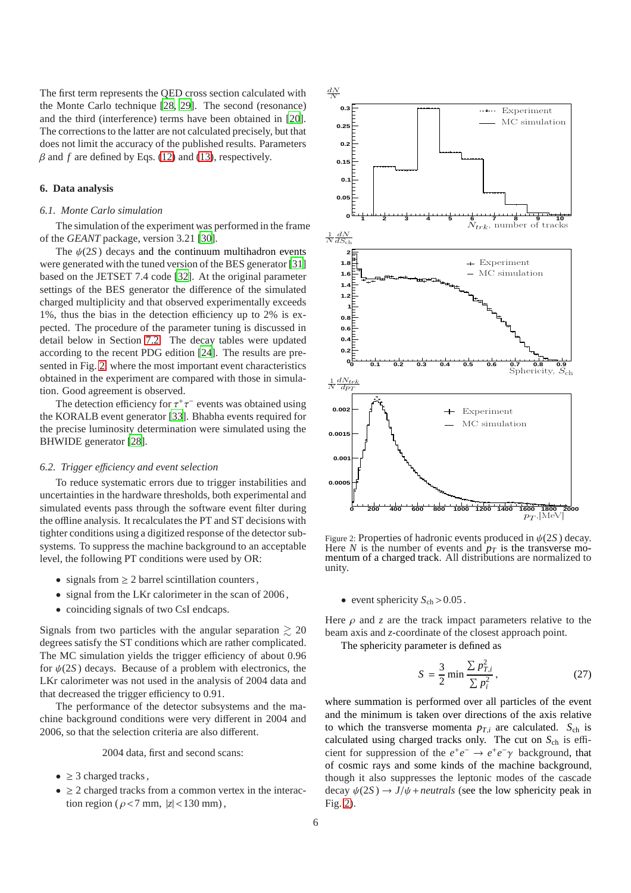The first term represents the QED cross section calculated with the Monte Carlo technique [28, 29]. The second (resonance) and the third (interference) terms have been obtained in [20]. The corrections to the latter are not calculated precisely, but that does not limit the accuracy of the published results. Parameters $\beta$ and $f$ are defined by Eqs. (12) and (13), respectively.

## 6. Data analysis

### 6.1. Monte Carlo simulation

The simulation of the experiment was performed in the frame of the *GEANT* package, version 3.21 [30].

The $\psi(2S)$ decays and the continuum multihadron events were generated with the tuned version of the BES generator [31] based on the JETSET 7.4 code [32]. At the original parameter settings of the BES generator the difference of the simulated charged multiplicity and that observed experimentally exceeds 1%, thus the bias in the detection efficiency up to 2% is expected. The procedure of the parameter tuning is discussed in detail below in Section 7.2. The decay tables were updated according to the recent PDG edition [24]. The results are presented in Fig. 2, where the most important event characteristics obtained in the experiment are compared with those in simulation. Good agreement is observed.

The detection efficiency for $\tau^+\tau^-$ events was obtained using the KORALB event generator [33]. Bhabha events required for the precise luminosity determination were simulated using the BHWIDE generator [28].

### 6.2. Trigger efficiency and event selection

To reduce systematic errors due to trigger instabilities and uncertainties in the hardware thresholds, both experimental and simulated events pass through the software event filter during the offline analysis. It recalculates the PT and ST decisions with tighter conditions using a digitized response of the detector subsystems. To suppress the machine background to an acceptable level, the following PT conditions were used by OR:

- signals from $\geq 2$ barrel scintillation counters,
- signal from the LKr calorimeter in the scan of 2006,
- coinciding signals of two CsI endcaps.

Signals from two particles with the angular separation $\gtrsim 20$ degrees satisfy the ST conditions which are rather complicated. The MC simulation yields the trigger efficiency of about 0.96 for $\psi(2S)$ decays. Because of a problem with electronics, the LKr calorimeter was not used in the analysis of 2004 data and that decreased the trigger efficiency to 0.91.

The performance of the detector subsystems and the machine background conditions were very different in 2004 and 2006, so that the selection criteria are also different.

2004 data, first and second scans:

- $\geq 3$ charged tracks,
- $\geq 2$ charged tracks from a common vertex in the interaction region ($\rho < 7$ mm, $|z| < 130$ mm),
- event sphericity $S_{\rm ch} > 0.05$.

Figure 2: Properties of hadronic events produced in $\psi(2S)$ decay. Here $N$ is the number of events and $p_T$ is the transverse momentum of a charged track. All distributions are normalized to unity.

Here $\rho$ and $z$ are the track impact parameters relative to the beam axis and $z$-coordinate of the closest approach point.

The sphericity parameter is defined as

$$S = \frac{3}{2} \min \frac{\sum p_{T,i}^2}{\sum p_i^2}, \tag{27}$$

where summation is performed over all particles of the event and the minimum is taken over directions of the axis relative to which the transverse momenta $p_{T,i}$ are calculated. $S_{\rm ch}$ is calculated using charged tracks only. The cut on $S_{\rm ch}$ is efficient for suppression of the $e^+e^- \to e^+e^-\gamma$ background, that of cosmic rays and some kinds of the machine background, though it also suppresses the leptonic modes of the cascade decay $\psi(2S) \to J/\psi + neutrals$ (see the low sphericity peak in Fig. 2).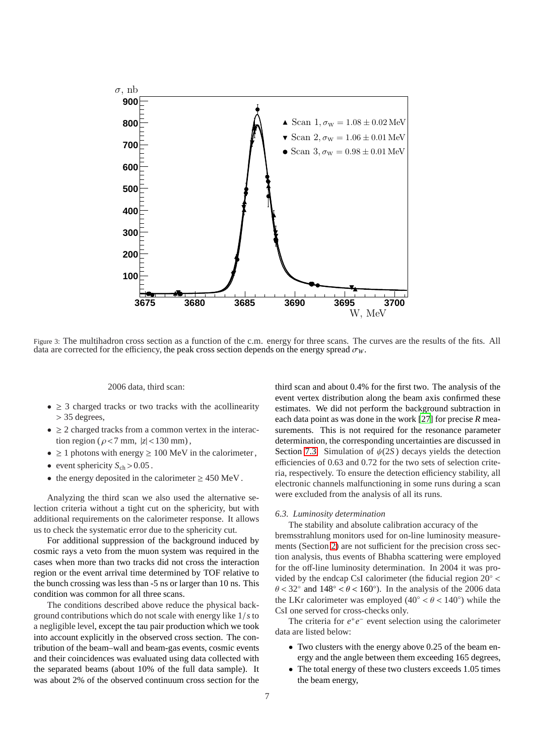Figure 3: The multihadron cross section as a function of the c.m. energy for three scans. The curves are the results of the fits. All data are corrected for the efficiency, the peak cross section depends on the energy spread $\sigma_W$.

2006 data, third scan:

- $\geq 3$ charged tracks or two tracks with the acollinearity $> 35$ degrees,
- $\geq 2$ charged tracks from a common vertex in the interaction region ($\rho < 7$ mm, $|z| < 130$ mm),
- $\geq 1$ photons with energy $\geq 100$ MeV in the calorimeter,
- event sphericity $S_{\rm ch} > 0.05$.
- the energy deposited in the calorimeter $\geq 450$ MeV.

Analyzing the third scan we also used the alternative selection criteria without a tight cut on the sphericity, but with additional requirements on the calorimeter response. It allows us to check the systematic error due to the sphericity cut.

For additional suppression of the background induced by cosmic rays a veto from the muon system was required in the cases when more than two tracks did not cross the interaction region or the event arrival time determined by TOF relative to the bunch crossing was less than -5 ns or larger than 10 ns. This condition was common for all three scans.

The conditions described above reduce the physical background contributions which do not scale with energy like $1/s$ to a negligible level, except the tau pair production which we took into account explicitly in the observed cross section. The contribution of the beam–wall and beam-gas events, cosmic events and their coincidences was evaluated using data collected with the separated beams (about 10% of the full data sample). It was about 2% of the observed continuum cross section for the third scan and about 0.4% for the first two. The analysis of the event vertex distribution along the beam axis confirmed these estimates. We did not perform the background subtraction in each data point as was done in the work [27] for precise $R$ measurements. This is not required for the resonance parameter determination, the corresponding uncertainties are discussed in Section 7.3. Simulation of $\psi(2S)$ decays yields the detection efficiencies of 0.63 and 0.72 for the two sets of selection criteria, respectively. To ensure the detection efficiency stability, all electronic channels malfunctioning in some runs during a scan were excluded from the analysis of all its runs.

### 6.3. Luminosity determination

The stability and absolute calibration accuracy of the bremsstrahlung monitors used for on-line luminosity measurements (Section 2) are not sufficient for the precision cross section analysis, thus events of Bhabha scattering were employed for the off-line luminosity determination. In 2004 it was provided by the endcap CsI calorimeter (the fiducial region $20^\circ < \theta < 32^\circ$ and $148^\circ < \theta < 160^\circ$). In the analysis of the 2006 data the LKr calorimeter was employed ($40^\circ < \theta < 140^\circ$) while the CsI one served for cross-checks only.

The criteria for $e^+e^-$ event selection using the calorimeter data are listed below:

- Two clusters with the energy above 0.25 of the beam energy and the angle between them exceeding 165 degrees,
- The total energy of these two clusters exceeds 1.05 times the beam energy,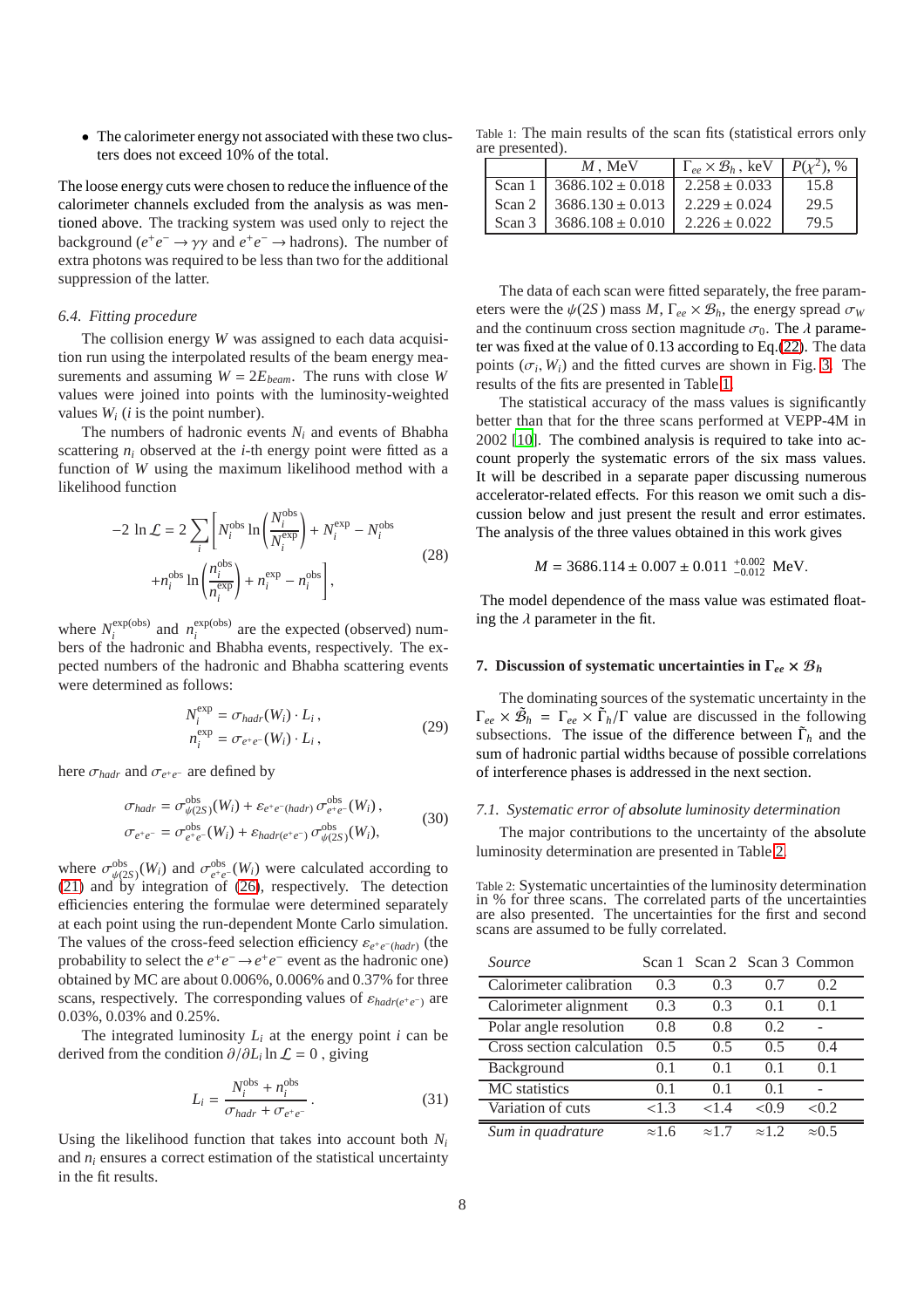- The calorimeter energy not associated with these two clusters does not exceed 10% of the total.

The loose energy cuts were chosen to reduce the influence of the calorimeter channels excluded from the analysis as was mentioned above. The tracking system was used only to reject the background ($e^+e^- \to \gamma\gamma$ and $e^+e^- \to$ hadrons). The number of extra photons was required to be less than two for the additional suppression of the latter.

### 6.4. Fitting procedure

The collision energy $W$ was assigned to each data acquisition run using the interpolated results of the beam energy measurements and assuming $W = 2E_{beam}$. The runs with close $W$ values were joined into points with the luminosity-weighted values $W_i$ ($i$ is the point number).

The numbers of hadronic events $N_i$ and events of Bhabha scattering $n_i$ observed at the $i$-th energy point were fitted as a function of $W$ using the maximum likelihood method with a likelihood function

$$-2\,\ln\mathcal{L} = 2\sum_i \left[ N_i^{\text{obs}} \ln\left(\frac{N_i^{\text{obs}}}{N_i^{\text{exp}}}\right) + N_i^{\text{exp}} - N_i^{\text{obs}} + n_i^{\text{obs}} \ln\left(\frac{n_i^{\text{obs}}}{n_i^{\text{exp}}}\right) + n_i^{\text{exp}} - n_i^{\text{obs}} \right], \tag{28}$$

where $N_i^{\text{exp(obs)}}$ and $n_i^{\text{exp(obs)}}$ are the expected (observed) numbers of the hadronic and Bhabha events, respectively. The expected numbers of the hadronic and Bhabha scattering events were determined as follows:

$$N_i^{\text{exp}} = \sigma_{hadr}(W_i)\cdot L_i\,, \qquad n_i^{\text{exp}} = \sigma_{e^+e^-}(W_i)\cdot L_i\,, \tag{29}$$

here $\sigma_{hadr}$ and $\sigma_{e^+e^-}$ are defined by

$$\sigma_{hadr} = \sigma^{\text{obs}}_{\psi(2S)}(W_i) + \varepsilon_{e^+e^-(hadr)}\,\sigma^{\text{obs}}_{e^+e^-}(W_i)\,, \qquad \sigma_{e^+e^-} = \sigma^{\text{obs}}_{e^+e^-}(W_i) + \varepsilon_{hadr(e^+e^-)}\,\sigma^{\text{obs}}_{\psi(2S)}(W_i), \tag{30}$$

where $\sigma^{\text{obs}}_{\psi(2S)}(W_i)$ and $\sigma^{\text{obs}}_{e^+e^-}(W_i)$ were calculated according to (21) and by integration of (26), respectively. The detection efficiencies entering the formulae were determined separately at each point using the run-dependent Monte Carlo simulation. The values of the cross-feed selection efficiency $\varepsilon_{e^+e^-(hadr)}$ (the probability to select the $e^+e^- \to e^+e^-$ event as the hadronic one) obtained by MC are about 0.006%, 0.006% and 0.37% for three scans, respectively. The corresponding values of $\varepsilon_{hadr(e^+e^-)}$ are 0.03%, 0.03% and 0.25%.

The integrated luminosity $L_i$ at the energy point $i$ can be derived from the condition $\partial/\partial L_i \ln\mathcal{L} = 0$, giving

$$L_i = \frac{N_i^{\text{obs}} + n_i^{\text{obs}}}{\sigma_{hadr} + \sigma_{e^+e^-}}\,. \tag{31}$$

Using the likelihood function that takes into account both $N_i$ and $n_i$ ensures a correct estimation of the statistical uncertainty in the fit results.

Table 1: The main results of the scan fits (statistical errors only are presented).

| | $M$, MeV | $\Gamma_{ee}\times\mathcal{B}_h$, keV | $P(\chi^2)$, % |
|---|---|---|---|
| Scan 1 | $3686.102 \pm 0.018$ | $2.258 \pm 0.033$ | 15.8 |
| Scan 2 | $3686.130 \pm 0.013$ | $2.229 \pm 0.024$ | 29.5 |
| Scan 3 | $3686.108 \pm 0.010$ | $2.226 \pm 0.022$ | 79.5 |

The data of each scan were fitted separately, the free parameters were the $\psi(2S)$ mass $M$, $\Gamma_{ee}\times\mathcal{B}_h$, the energy spread $\sigma_W$ and the continuum cross section magnitude $\sigma_0$. The $\lambda$ parameter was fixed at the value of 0.13 according to Eq.(22). The data points ($\sigma_i, W_i$) and the fitted curves are shown in Fig. 3. The results of the fits are presented in Table 1.

The statistical accuracy of the mass values is significantly better than that for the three scans performed at VEPP-4M in 2002 [10]. The combined analysis is required to take into account properly the systematic errors of the six mass values. It will be described in a separate paper discussing numerous accelerator-related effects. For this reason we omit such a discussion below and just present the result and error estimates. The analysis of the three values obtained in this work gives

$$M = 3686.114 \pm 0.007 \pm 0.011\ ^{+0.002}_{-0.012}\ \text{MeV}.$$

The model dependence of the mass value was estimated floating the $\lambda$ parameter in the fit.

## 7. Discussion of systematic uncertainties in $\Gamma_{ee}\times\mathcal{B}_h$

The dominating sources of the systematic uncertainty in the $\Gamma_{ee}\times\tilde{\mathcal{B}}_h = \Gamma_{ee}\times\tilde{\Gamma}_h/\Gamma$ value are discussed in the following subsections. The issue of the difference between $\tilde{\Gamma}_h$ and the sum of hadronic partial widths because of possible correlations of interference phases is addressed in the next section.

### 7.1. Systematic error of absolute luminosity determination

The major contributions to the uncertainty of the absolute luminosity determination are presented in Table 2.

Table 2: Systematic uncertainties of the luminosity determination in % for three scans. The correlated parts of the uncertainties are also presented. The uncertainties for the first and second scans are assumed to be fully correlated.

| *Source* | Scan 1 | Scan 2 | Scan 3 | Common |
|---|---|---|---|---|
| Calorimeter calibration | 0.3 | 0.3 | 0.7 | 0.2 |
| Calorimeter alignment | 0.3 | 0.3 | 0.1 | 0.1 |
| Polar angle resolution | 0.8 | 0.8 | 0.2 | - |
| Cross section calculation | 0.5 | 0.5 | 0.5 | 0.4 |
| Background | 0.1 | 0.1 | 0.1 | 0.1 |
| MC statistics | 0.1 | 0.1 | 0.1 | - |
| Variation of cuts | <1.3 | <1.4 | <0.9 | <0.2 |
| *Sum in quadrature* | ≈1.6 | ≈1.7 | ≈1.2 | ≈0.5 |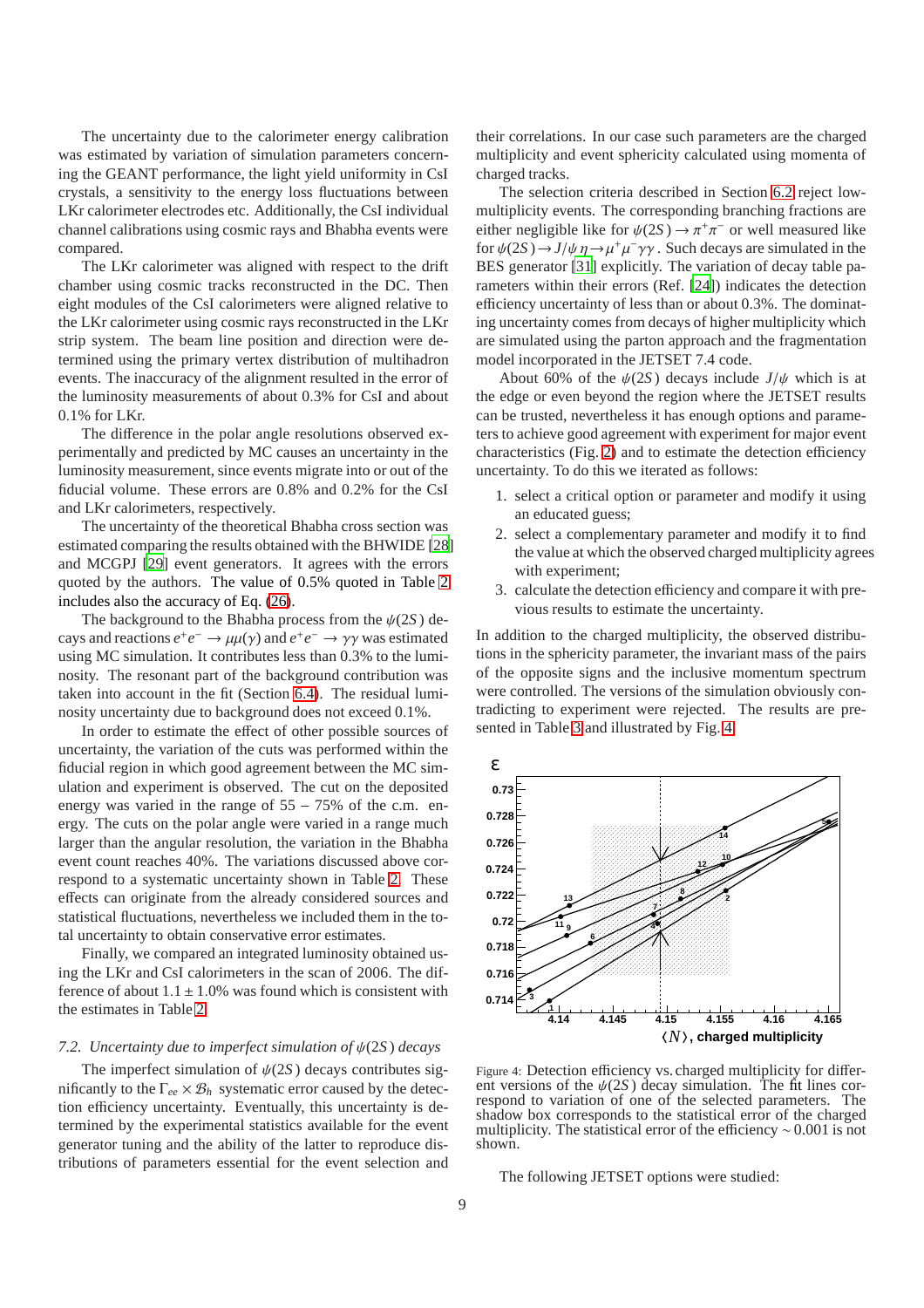The uncertainty due to the calorimeter energy calibration was estimated by variation of simulation parameters concerning the GEANT performance, the light yield uniformity in CsI crystals, a sensitivity to the energy loss fluctuations between LKr calorimeter electrodes etc. Additionally, the CsI individual channel calibrations using cosmic rays and Bhabha events were compared.

The LKr calorimeter was aligned with respect to the drift chamber using cosmic tracks reconstructed in the DC. Then eight modules of the CsI calorimeters were aligned relative to the LKr calorimeter using cosmic rays reconstructed in the LKr strip system. The beam line position and direction were determined using the primary vertex distribution of multihadron events. The inaccuracy of the alignment resulted in the error of the luminosity measurements of about 0.3% for CsI and about 0.1% for LKr.

The difference in the polar angle resolutions observed experimentally and predicted by MC causes an uncertainty in the luminosity measurement, since events migrate into or out of the fiducial volume. These errors are 0.8% and 0.2% for the CsI and LKr calorimeters, respectively.

The uncertainty of the theoretical Bhabha cross section was estimated comparing the results obtained with the BHWIDE [28] and MCGPJ [29] event generators. It agrees with the errors quoted by the authors. The value of 0.5% quoted in Table 2 includes also the accuracy of Eq. (26).

The background to the Bhabha process from the $\psi(2S)$ decays and reactions $e^+e^- \to \mu\mu(\gamma)$ and $e^+e^- \to \gamma\gamma$ was estimated using MC simulation. It contributes less than 0.3% to the luminosity. The resonant part of the background contribution was taken into account in the fit (Section 6.4). The residual luminosity uncertainty due to background does not exceed 0.1%.

In order to estimate the effect of other possible sources of uncertainty, the variation of the cuts was performed within the fiducial region in which good agreement between the MC simulation and experiment is observed. The cut on the deposited energy was varied in the range of 55 – 75% of the c.m. energy. The cuts on the polar angle were varied in a range much larger than the angular resolution, the variation in the Bhabha event count reaches 40%. The variations discussed above correspond to a systematic uncertainty shown in Table 2. These effects can originate from the already considered sources and statistical fluctuations, nevertheless we included them in the total uncertainty to obtain conservative error estimates.

Finally, we compared an integrated luminosity obtained using the LKr and CsI calorimeters in the scan of 2006. The difference of about $1.1 \pm 1.0\%$ was found which is consistent with the estimates in Table 2.

### 7.2. *Uncertainty due to imperfect simulation of $\psi(2S)$ decays*

The imperfect simulation of $\psi(2S)$ decays contributes significantly to the $\Gamma_{ee} \times \mathcal{B}_h$ systematic error caused by the detection efficiency uncertainty. Eventually, this uncertainty is determined by the experimental statistics available for the event generator tuning and the ability of the latter to reproduce distributions of parameters essential for the event selection and their correlations. In our case such parameters are the charged multiplicity and event sphericity calculated using momenta of charged tracks.

The selection criteria described in Section 6.2 reject low-multiplicity events. The corresponding branching fractions are either negligible like for $\psi(2S) \to \pi^+\pi^-$ or well measured like for $\psi(2S) \to J/\psi\,\eta \to \mu^+\mu^-\gamma\gamma$. Such decays are simulated in the BES generator [31] explicitly. The variation of decay table parameters within their errors (Ref. [24]) indicates the detection efficiency uncertainty of less than or about 0.3%. The dominating uncertainty comes from decays of higher multiplicity which are simulated using the parton approach and the fragmentation model incorporated in the JETSET 7.4 code.

About 60% of the $\psi(2S)$ decays include $J/\psi$ which is at the edge or even beyond the region where the JETSET results can be trusted, nevertheless it has enough options and parameters to achieve good agreement with experiment for major event characteristics (Fig. 2) and to estimate the detection efficiency uncertainty. To do this we iterated as follows:

1. select a critical option or parameter and modify it using an educated guess;
2. select a complementary parameter and modify it to find the value at which the observed charged multiplicity agrees with experiment;
3. calculate the detection efficiency and compare it with previous results to estimate the uncertainty.

In addition to the charged multiplicity, the observed distributions in the sphericity parameter, the invariant mass of the pairs of the opposite signs and the inclusive momentum spectrum were controlled. The versions of the simulation obviously contradicting to experiment were rejected. The results are presented in Table 3 and illustrated by Fig. 4.

Figure 4: Detection efficiency vs. charged multiplicity for different versions of the $\psi(2S)$ decay simulation. The fit lines correspond to variation of one of the selected parameters. The shadow box corresponds to the statistical error of the charged multiplicity. The statistical error of the efficiency $\sim 0.001$ is not shown.

The following JETSET options were studied: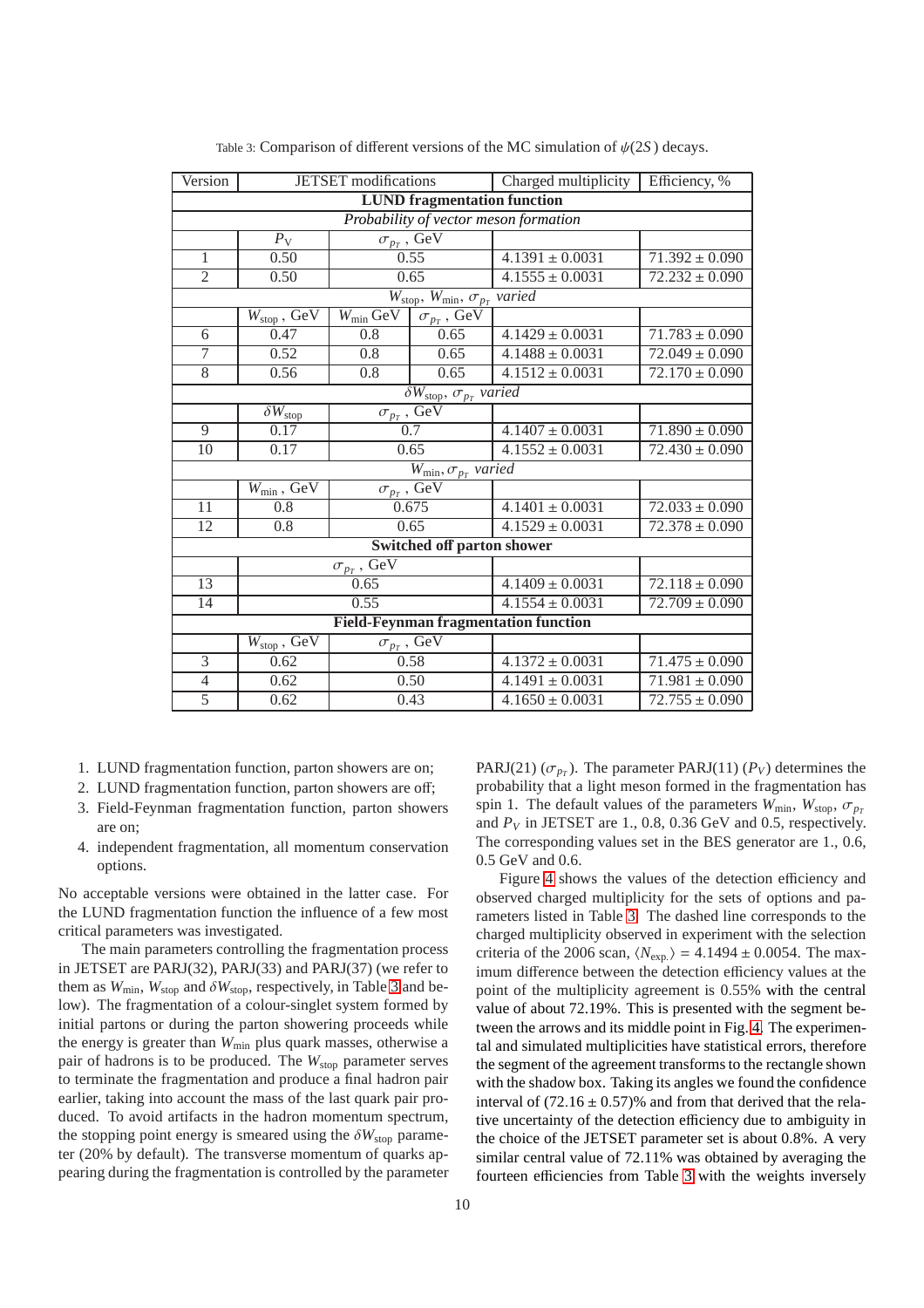Table 3: Comparison of different versions of the MC simulation of $\psi(2S)$ decays.

| Version | JETSET modifications | | | Charged multiplicity | Efficiency, % |
|---|---|---|---|---|---|
| **LUND fragmentation function** | | | | | |
| *Probability of vector meson formation* | | | | | |
| | $P_V$ | $\sigma_{p_T}$, GeV | | | |
| 1 | 0.50 | 0.55 | | $4.1391 \pm 0.0031$ | $71.392 \pm 0.090$ |
| 2 | 0.50 | 0.65 | | $4.1555 \pm 0.0031$ | $72.232 \pm 0.090$ |
| $W_{\text{stop}}$, $W_{\text{min}}$, $\sigma_{p_T}$ *varied* | | | | | |
| | $W_{\text{stop}}$, GeV | $W_{\text{min}}$ GeV | $\sigma_{p_T}$, GeV | | |
| 6 | 0.47 | 0.8 | 0.65 | $4.1429 \pm 0.0031$ | $71.783 \pm 0.090$ |
| 7 | 0.52 | 0.8 | 0.65 | $4.1488 \pm 0.0031$ | $72.049 \pm 0.090$ |
| 8 | 0.56 | 0.8 | 0.65 | $4.1512 \pm 0.0031$ | $72.170 \pm 0.090$ |
| $\delta W_{\text{stop}}$, $\sigma_{p_T}$ *varied* | | | | | |
| | $\delta W_{\text{stop}}$ | $\sigma_{p_T}$, GeV | | | |
| 9 | 0.17 | 0.7 | | $4.1407 \pm 0.0031$ | $71.890 \pm 0.090$ |
| 10 | 0.17 | 0.65 | | $4.1552 \pm 0.0031$ | $72.430 \pm 0.090$ |
| $W_{\text{min}}$, $\sigma_{p_T}$ *varied* | | | | | |
| | $W_{\text{min}}$, GeV | $\sigma_{p_T}$, GeV | | | |
| 11 | 0.8 | 0.675 | | $4.1401 \pm 0.0031$ | $72.033 \pm 0.090$ |
| 12 | 0.8 | 0.65 | | $4.1529 \pm 0.0031$ | $72.378 \pm 0.090$ |
| **Switched off parton shower** | | | | | |
| | $\sigma_{p_T}$, GeV | | | | |
| 13 | 0.65 | | | $4.1409 \pm 0.0031$ | $72.118 \pm 0.090$ |
| 14 | 0.55 | | | $4.1554 \pm 0.0031$ | $72.709 \pm 0.090$ |
| **Field-Feynman fragmentation function** | | | | | |
| | $W_{\text{stop}}$, GeV | $\sigma_{p_T}$, GeV | | | |
| 3 | 0.62 | 0.58 | | $4.1372 \pm 0.0031$ | $71.475 \pm 0.090$ |
| 4 | 0.62 | 0.50 | | $4.1491 \pm 0.0031$ | $71.981 \pm 0.090$ |
| 5 | 0.62 | 0.43 | | $4.1650 \pm 0.0031$ | $72.755 \pm 0.090$ |

1. LUND fragmentation function, parton showers are on;
2. LUND fragmentation function, parton showers are off;
3. Field-Feynman fragmentation function, parton showers are on;
4. independent fragmentation, all momentum conservation options.

No acceptable versions were obtained in the latter case. For the LUND fragmentation function the influence of a few most critical parameters was investigated.

The main parameters controlling the fragmentation process in JETSET are PARJ(32), PARJ(33) and PARJ(37) (we refer to them as $W_{\text{min}}$, $W_{\text{stop}}$ and $\delta W_{\text{stop}}$, respectively, in Table 3 and below). The fragmentation of a colour-singlet system formed by initial partons or during the parton showering proceeds while the energy is greater than $W_{\text{min}}$ plus quark masses, otherwise a pair of hadrons is to be produced. The $W_{\text{stop}}$ parameter serves to terminate the fragmentation and produce a final hadron pair earlier, taking into account the mass of the last quark pair produced. To avoid artifacts in the hadron momentum spectrum, the stopping point energy is smeared using the $\delta W_{\text{stop}}$ parameter (20% by default). The transverse momentum of quarks appearing during the fragmentation is controlled by the parameter PARJ(21) ($\sigma_{p_T}$). The parameter PARJ(11) ($P_V$) determines the probability that a light meson formed in the fragmentation has spin 1. The default values of the parameters $W_{\text{min}}$, $W_{\text{stop}}$, $\sigma_{p_T}$ and $P_V$ in JETSET are 1., 0.8, 0.36 GeV and 0.5, respectively. The corresponding values set in the BES generator are 1., 0.6, 0.5 GeV and 0.6.

Figure 4 shows the values of the detection efficiency and observed charged multiplicity for the sets of options and parameters listed in Table 3. The dashed line corresponds to the charged multiplicity observed in experiment with the selection criteria of the 2006 scan, $\langle N_{\text{exp.}} \rangle = 4.1494 \pm 0.0054$. The maximum difference between the detection efficiency values at the point of the multiplicity agreement is 0.55% with the central value of about 72.19%. This is presented with the segment between the arrows and its middle point in Fig. 4. The experimental and simulated multiplicities have statistical errors, therefore the segment of the agreement transforms to the rectangle shown with the shadow box. Taking its angles we found the confidence interval of $(72.16 \pm 0.57)$% and from that derived that the relative uncertainty of the detection efficiency due to ambiguity in the choice of the JETSET parameter set is about 0.8%. A very similar central value of 72.11% was obtained by averaging the fourteen efficiencies from Table 3 with the weights inversely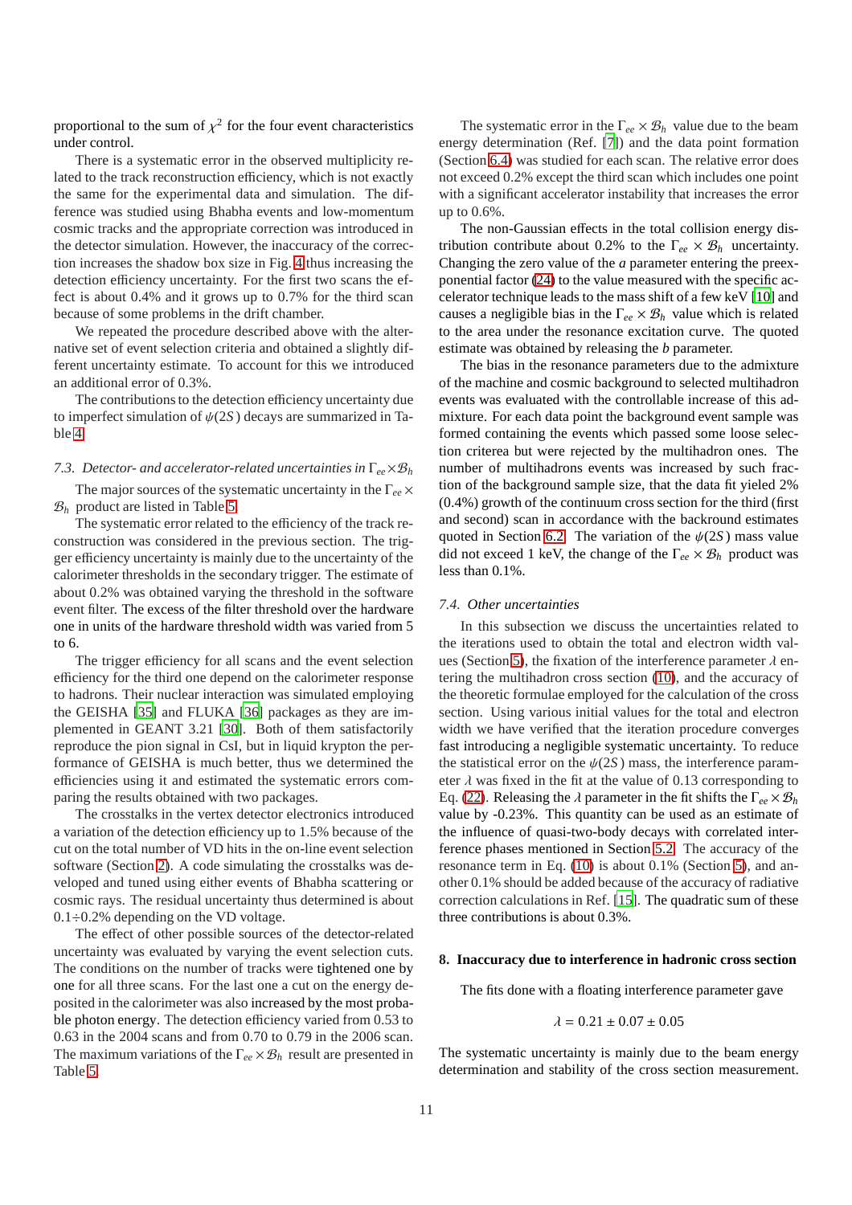proportional to the sum of $\chi^2$ for the four event characteristics under control.

There is a systematic error in the observed multiplicity related to the track reconstruction efficiency, which is not exactly the same for the experimental data and simulation. The difference was studied using Bhabha events and low-momentum cosmic tracks and the appropriate correction was introduced in the detector simulation. However, the inaccuracy of the correction increases the shadow box size in Fig. 4 thus increasing the detection efficiency uncertainty. For the first two scans the effect is about 0.4% and it grows up to 0.7% for the third scan because of some problems in the drift chamber.

We repeated the procedure described above with the alternative set of event selection criteria and obtained a slightly different uncertainty estimate. To account for this we introduced an additional error of 0.3%.

The contributions to the detection efficiency uncertainty due to imperfect simulation of $\psi(2S)$ decays are summarized in Table 4.

### 7.3. Detector- and accelerator-related uncertainties in $\Gamma_{ee}\times\mathcal{B}_h$

The major sources of the systematic uncertainty in the $\Gamma_{ee}\times\mathcal{B}_h$ product are listed in Table 5.

The systematic error related to the efficiency of the track reconstruction was considered in the previous section. The trigger efficiency uncertainty is mainly due to the uncertainty of the calorimeter thresholds in the secondary trigger. The estimate of about 0.2% was obtained varying the threshold in the software event filter. The excess of the filter threshold over the hardware one in units of the hardware threshold width was varied from 5 to 6.

The trigger efficiency for all scans and the event selection efficiency for the third one depend on the calorimeter response to hadrons. Their nuclear interaction was simulated employing the GEISHA [35] and FLUKA [36] packages as they are implemented in GEANT 3.21 [30]. Both of them satisfactorily reproduce the pion signal in CsI, but in liquid krypton the performance of GEISHA is much better, thus we determined the efficiencies using it and estimated the systematic errors comparing the results obtained with two packages.

The crosstalks in the vertex detector electronics introduced a variation of the detection efficiency up to 1.5% because of the cut on the total number of VD hits in the on-line event selection software (Section 2). A code simulating the crosstalks was developed and tuned using either events of Bhabha scattering or cosmic rays. The residual uncertainty thus determined is about 0.1÷0.2% depending on the VD voltage.

The effect of other possible sources of the detector-related uncertainty was evaluated by varying the event selection cuts. The conditions on the number of tracks were tightened one by one for all three scans. For the last one a cut on the energy deposited in the calorimeter was also increased by the most probable photon energy. The detection efficiency varied from 0.53 to 0.63 in the 2004 scans and from 0.70 to 0.79 in the 2006 scan. The maximum variations of the $\Gamma_{ee}\times\mathcal{B}_h$ result are presented in Table 5.

The systematic error in the $\Gamma_{ee}\times\mathcal{B}_h$ value due to the beam energy determination (Ref. [7]) and the data point formation (Section 6.4) was studied for each scan. The relative error does not exceed 0.2% except the third scan which includes one point with a significant accelerator instability that increases the error up to 0.6%.

The non-Gaussian effects in the total collision energy distribution contribute about 0.2% to the $\Gamma_{ee}\times\mathcal{B}_h$ uncertainty. Changing the zero value of the $a$ parameter entering the preexponential factor (24) to the value measured with the specific accelerator technique leads to the mass shift of a few keV [10] and causes a negligible bias in the $\Gamma_{ee}\times\mathcal{B}_h$ value which is related to the area under the resonance excitation curve. The quoted estimate was obtained by releasing the $b$ parameter.

The bias in the resonance parameters due to the admixture of the machine and cosmic background to selected multihadron events was evaluated with the controllable increase of this admixture. For each data point the background event sample was formed containing the events which passed some loose selection criterea but were rejected by the multihadron ones. The number of multihadrons events was increased by such fraction of the background sample size, that the data fit yielded 2% (0.4%) growth of the continuum cross section for the third (first and second) scan in accordance with the backround estimates quoted in Section 6.2. The variation of the $\psi(2S)$ mass value did not exceed 1 keV, the change of the $\Gamma_{ee}\times\mathcal{B}_h$ product was less than 0.1%.

### 7.4. Other uncertainties

In this subsection we discuss the uncertainties related to the iterations used to obtain the total and electron width values (Section 5), the fixation of the interference parameter $\lambda$ entering the multihadron cross section (10), and the accuracy of the theoretic formulae employed for the calculation of the cross section. Using various initial values for the total and electron width we have verified that the iteration procedure converges fast introducing a negligible systematic uncertainty. To reduce the statistical error on the $\psi(2S)$ mass, the interference parameter $\lambda$ was fixed in the fit at the value of 0.13 corresponding to Eq. (22). Releasing the $\lambda$ parameter in the fit shifts the $\Gamma_{ee}\times\mathcal{B}_h$ value by -0.23%. This quantity can be used as an estimate of the influence of quasi-two-body decays with correlated interference phases mentioned in Section 5.2. The accuracy of the resonance term in Eq. (10) is about 0.1% (Section 5), and another 0.1% should be added because of the accuracy of radiative correction calculations in Ref. [15]. The quadratic sum of these three contributions is about 0.3%.

## 8. Inaccuracy due to interference in hadronic cross section

The fits done with a floating interference parameter gave

$$\lambda = 0.21 \pm 0.07 \pm 0.05$$

The systematic uncertainty is mainly due to the beam energy determination and stability of the cross section measurement.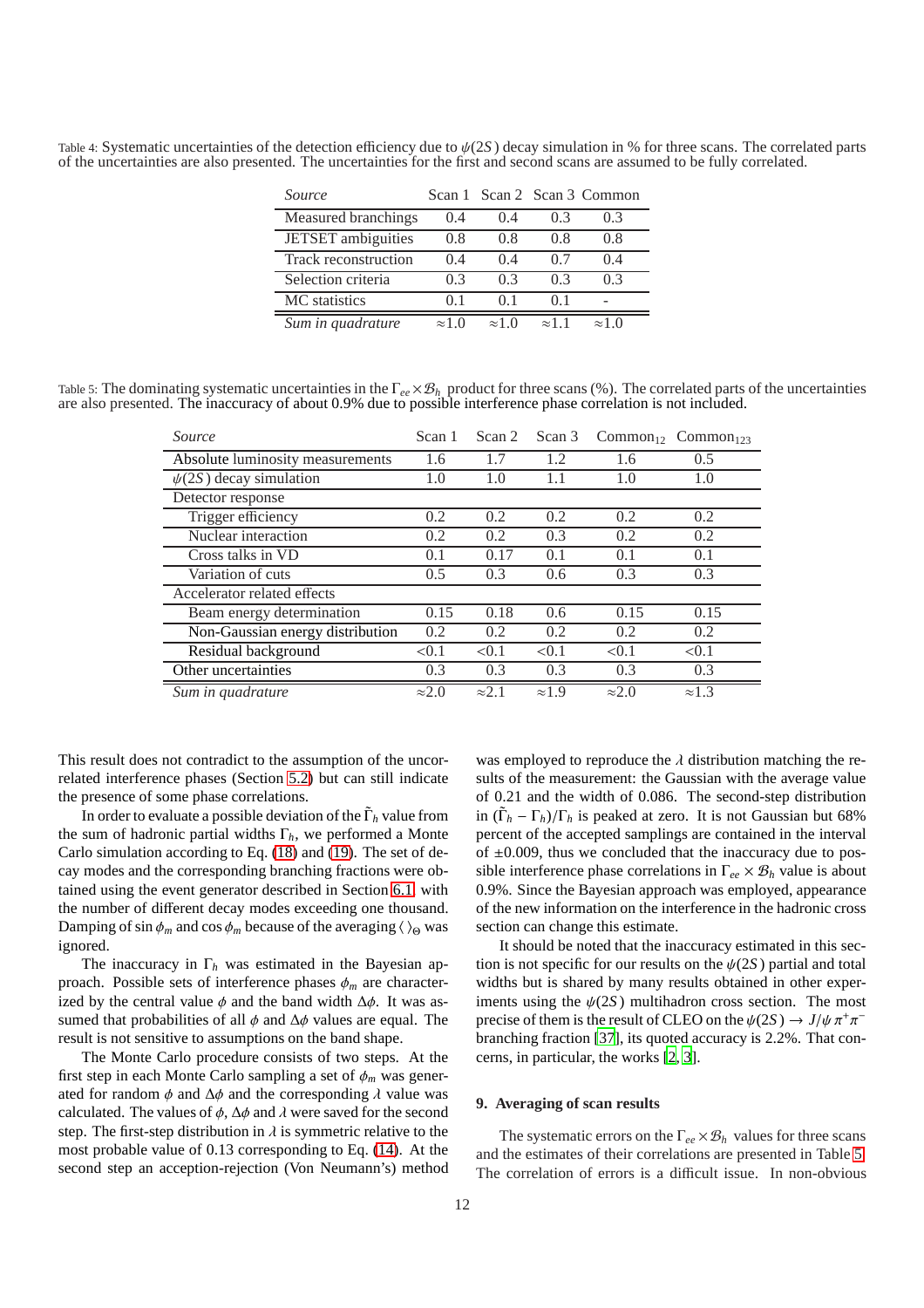Table 4: Systematic uncertainties of the detection efficiency due to $\psi(2S)$ decay simulation in % for three scans. The correlated parts of the uncertainties are also presented. The uncertainties for the first and second scans are assumed to be fully correlated.

| *Source* | Scan 1 | Scan 2 | Scan 3 | Common |
|---|---|---|---|---|
| Measured branchings | 0.4 | 0.4 | 0.3 | 0.3 |
| JETSET ambiguities | 0.8 | 0.8 | 0.8 | 0.8 |
| Track reconstruction | 0.4 | 0.4 | 0.7 | 0.4 |
| Selection criteria | 0.3 | 0.3 | 0.3 | 0.3 |
| MC statistics | 0.1 | 0.1 | 0.1 | - |
| *Sum in quadrature* | ≈1.0 | ≈1.0 | ≈1.1 | ≈1.0 |

Table 5: The dominating systematic uncertainties in the $\Gamma_{ee}\times\mathcal{B}_h$ product for three scans (%). The correlated parts of the uncertainties are also presented. The inaccuracy of about 0.9% due to possible interference phase correlation is not included.

| *Source* | Scan 1 | Scan 2 | Scan 3 | $\text{Common}_{12}$ | $\text{Common}_{123}$ |
|---|---|---|---|---|---|
| Absolute luminosity measurements | 1.6 | 1.7 | 1.2 | 1.6 | 0.5 |
| $\psi(2S)$ decay simulation | 1.0 | 1.0 | 1.1 | 1.0 | 1.0 |
| Detector response | | | | | |
| Trigger efficiency | 0.2 | 0.2 | 0.2 | 0.2 | 0.2 |
| Nuclear interaction | 0.2 | 0.2 | 0.3 | 0.2 | 0.2 |
| Cross talks in VD | 0.1 | 0.17 | 0.1 | 0.1 | 0.1 |
| Variation of cuts | 0.5 | 0.3 | 0.6 | 0.3 | 0.3 |
| Accelerator related effects | | | | | |
| Beam energy determination | 0.15 | 0.18 | 0.6 | 0.15 | 0.15 |
| Non-Gaussian energy distribution | 0.2 | 0.2 | 0.2 | 0.2 | 0.2 |
| Residual background | <0.1 | <0.1 | <0.1 | <0.1 | <0.1 |
| Other uncertainties | 0.3 | 0.3 | 0.3 | 0.3 | 0.3 |
| *Sum in quadrature* | ≈2.0 | ≈2.1 | ≈1.9 | ≈2.0 | ≈1.3 |

This result does not contradict to the assumption of the uncorrelated interference phases (Section 5.2) but can still indicate the presence of some phase correlations.

In order to evaluate a possible deviation of the $\tilde{\Gamma}_h$ value from the sum of hadronic partial widths $\Gamma_h$, we performed a Monte Carlo simulation according to Eq. (18) and (19). The set of decay modes and the corresponding branching fractions were obtained using the event generator described in Section 6.1 with the number of different decay modes exceeding one thousand. Damping of $\sin\phi_m$ and $\cos\phi_m$ because of the averaging $\langle\,\rangle_\Theta$ was ignored.

The inaccuracy in $\Gamma_h$ was estimated in the Bayesian approach. Possible sets of interference phases $\phi_m$ are characterized by the central value $\phi$ and the band width $\Delta\phi$. It was assumed that probabilities of all $\phi$ and $\Delta\phi$ values are equal. The result is not sensitive to assumptions on the band shape.

The Monte Carlo procedure consists of two steps. At the first step in each Monte Carlo sampling a set of $\phi_m$ was generated for random $\phi$ and $\Delta\phi$ and the corresponding $\lambda$ value was calculated. The values of $\phi$, $\Delta\phi$ and $\lambda$ were saved for the second step. The first-step distribution in $\lambda$ is symmetric relative to the most probable value of 0.13 corresponding to Eq. (14). At the second step an acception-rejection (Von Neumann's) method was employed to reproduce the $\lambda$ distribution matching the results of the measurement: the Gaussian with the average value of 0.21 and the width of 0.086. The second-step distribution in $(\tilde{\Gamma}_h - \Gamma_h)/\Gamma_h$ is peaked at zero. It is not Gaussian but 68% percent of the accepted samplings are contained in the interval of ±0.009, thus we concluded that the inaccuracy due to possible interference phase correlations in $\Gamma_{ee}\times\mathcal{B}_h$ value is about 0.9%. Since the Bayesian approach was employed, appearance of the new information on the interference in the hadronic cross section can change this estimate.

It should be noted that the inaccuracy estimated in this section is not specific for our results on the $\psi(2S)$ partial and total widths but is shared by many results obtained in other experiments using the $\psi(2S)$ multihadron cross section. The most precise of them is the result of CLEO on the $\psi(2S)\to J/\psi\,\pi^+\pi^-$ branching fraction [37], its quoted accuracy is 2.2%. That concerns, in particular, the works [2, 3].

## 9. Averaging of scan results

The systematic errors on the $\Gamma_{ee}\times\mathcal{B}_h$ values for three scans and the estimates of their correlations are presented in Table 5. The correlation of errors is a difficult issue. In non-obvious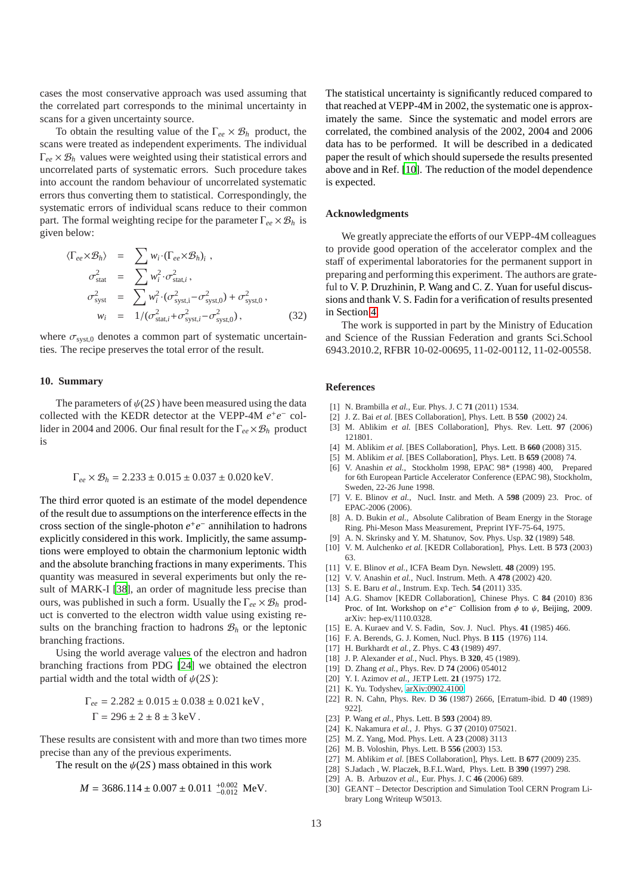cases the most conservative approach was used assuming that the correlated part corresponds to the minimal uncertainty in scans for a given uncertainty source.

To obtain the resulting value of the $\Gamma_{ee} \times \mathcal{B}_h$ product, the scans were treated as independent experiments. The individual $\Gamma_{ee} \times \mathcal{B}_h$ values were weighted using their statistical errors and uncorrelated parts of systematic errors. Such procedure takes into account the random behaviour of uncorrelated systematic errors thus converting them to statistical. Correspondingly, the systematic errors of individual scans reduce to their common part. The formal weighting recipe for the parameter $\Gamma_{ee} \times \mathcal{B}_h$ is given below:

$$
\begin{aligned}
\langle \Gamma_{ee} \times \mathcal{B}_h \rangle &= \sum w_i \cdot (\Gamma_{ee} \times \mathcal{B}_h)_i \,, \\
\sigma^2_{\text{stat}} &= \sum w_i^2 \cdot \sigma^2_{\text{stat},i} \,, \\
\sigma^2_{\text{syst}} &= \sum w_i^2 \cdot (\sigma^2_{\text{syst,i}} - \sigma^2_{\text{syst,0}}) + \sigma^2_{\text{syst,0}} \,, \\
w_i &= 1/(\sigma^2_{\text{stat},i} + \sigma^2_{\text{syst},i} - \sigma^2_{\text{syst,0}}) \,,
\end{aligned} \tag{32}
$$

where $\sigma_{\text{syst,0}}$ denotes a common part of systematic uncertainties. The recipe preserves the total error of the result.

## 10. Summary

The parameters of $\psi(2S)$ have been measured using the data collected with the KEDR detector at the VEPP-4M $e^+e^-$ collider in 2004 and 2006. Our final result for the $\Gamma_{ee} \times \mathcal{B}_h$ product is

$$\Gamma_{ee} \times \mathcal{B}_h = 2.233 \pm 0.015 \pm 0.037 \pm 0.020 \,\text{keV}.$$

The third error quoted is an estimate of the model dependence of the result due to assumptions on the interference effects in the cross section of the single-photon $e^+e^-$ annihilation to hadrons explicitly considered in this work. Implicitly, the same assumptions were employed to obtain the charmonium leptonic width and the absolute branching fractions in many experiments. This quantity was measured in several experiments but only the result of MARK-I [38], an order of magnitude less precise than ours, was published in such a form. Usually the $\Gamma_{ee} \times \mathcal{B}_h$ product is converted to the electron width value using existing results on the branching fraction to hadrons $\mathcal{B}_h$ or the leptonic branching fractions.

Using the world average values of the electron and hadron branching fractions from PDG [24] we obtained the electron partial width and the total width of $\psi(2S)$:

$$
\begin{aligned}
&\Gamma_{ee} = 2.282 \pm 0.015 \pm 0.038 \pm 0.021 \,\text{keV}, \\
&\Gamma = 296 \pm 2 \pm 8 \pm 3 \,\text{keV}.
\end{aligned}
$$

These results are consistent with and more than two times more precise than any of the previous experiments.

The result on the $\psi(2S)$ mass obtained in this work

$$M = 3686.114 \pm 0.007 \pm 0.011 \;^{+0.002}_{-0.012} \;\text{MeV}.$$

The statistical uncertainty is significantly reduced compared to that reached at VEPP-4M in 2002, the systematic one is approximately the same. Since the systematic and model errors are correlated, the combined analysis of the 2002, 2004 and 2006 data has to be performed. It will be described in a dedicated paper the result of which should supersede the results presented above and in Ref. [10]. The reduction of the model dependence is expected.

## Acknowledgments

We greatly appreciate the efforts of our VEPP-4M colleagues to provide good operation of the accelerator complex and the staff of experimental laboratories for the permanent support in preparing and performing this experiment. The authors are grateful to V. P. Druzhinin, P. Wang and C. Z. Yuan for useful discussions and thank V. S. Fadin for a verification of results presented in Section 4.

The work is supported in part by the Ministry of Education and Science of the Russian Federation and grants Sci.School 6943.2010.2, RFBR 10-02-00695, 11-02-00112, 11-02-00558.

## References

[1] N. Brambilla *et al.*, Eur. Phys. J. C **71** (2011) 1534.
[2] J. Z. Bai *et al.* [BES Collaboration], Phys. Lett. B **550** (2002) 24.
[3] M. Ablikim *et al.* [BES Collaboration], Phys. Rev. Lett. **97** (2006) 121801.
[4] M. Ablikim *et al.* [BES Collaboration], Phys. Lett. B **660** (2008) 315.
[5] M. Ablikim *et al.* [BES Collaboration], Phys. Lett. B **659** (2008) 74.
[6] V. Anashin *et al.*, Stockholm 1998, EPAC 98* (1998) 400, Prepared for 6th European Particle Accelerator Conference (EPAC 98), Stockholm, Sweden, 22-26 June 1998.
[7] V. E. Blinov *et al.*, Nucl. Instr. and Meth. A **598** (2009) 23. Proc. of EPAC-2006 (2006).
[8] A. D. Bukin *et al.*, Absolute Calibration of Beam Energy in the Storage Ring. Phi-Meson Mass Measurement, Preprint IYF-75-64, 1975.
[9] A. N. Skrinsky and Y. M. Shatunov, Sov. Phys. Usp. **32** (1989) 548.
[10] V. M. Aulchenko *et al.* [KEDR Collaboration], Phys. Lett. B **573** (2003) 63.
[11] V. E. Blinov *et al.*, ICFA Beam Dyn. Newslett. **48** (2009) 195.
[12] V. V. Anashin *et al.*, Nucl. Instrum. Meth. A **478** (2002) 420.
[13] S. E. Baru *et al.*, Instrum. Exp. Tech. **54** (2011) 335.
[14] A.G. Shamov [KEDR Collaboration], Chinese Phys. C **84** (2010) 836 Proc. of Int. Workshop on $e^+e^-$ Collision from $\phi$ to $\psi$, Beijing, 2009. arXiv: hep-ex/1110.0328.
[15] E. A. Kuraev and V. S. Fadin, Sov. J. Nucl. Phys. **41** (1985) 466.
[16] F. A. Berends, G. J. Komen, Nucl. Phys. B **115** (1976) 114.
[17] H. Burkhardt *et al.*, Z. Phys. C **43** (1989) 497.
[18] J. P. Alexander *et al.*, Nucl. Phys. B **320**, 45 (1989).
[19] D. Zhang *et al.*, Phys. Rev. D **74** (2006) 054012
[20] Y. I. Azimov *et al.*, JETP Lett. **21** (1975) 172.
[21] K. Yu. Todyshev, arXiv:0902.4100.
[22] R. N. Cahn, Phys. Rev. D **36** (1987) 2666, [Erratum-ibid. D **40** (1989) 922].
[23] P. Wang *et al.*, Phys. Lett. B **593** (2004) 89.
[24] K. Nakamura *et al.*, J. Phys. G **37** (2010) 075021.
[25] M. Z. Yang, Mod. Phys. Lett. A **23** (2008) 3113
[26] M. B. Voloshin, Phys. Lett. B **556** (2003) 153.
[27] M. Ablikim *et al.* [BES Collaboration], Phys. Lett. B **677** (2009) 235.
[28] S.Jadach , W. Placzek, B.F.L.Ward, Phys. Lett. B **390** (1997) 298.
[29] A. B. Arbuzov *et al.*, Eur. Phys. J. C **46** (2006) 689.
[30] GEANT – Detector Description and Simulation Tool CERN Program Library Long Writeup W5013.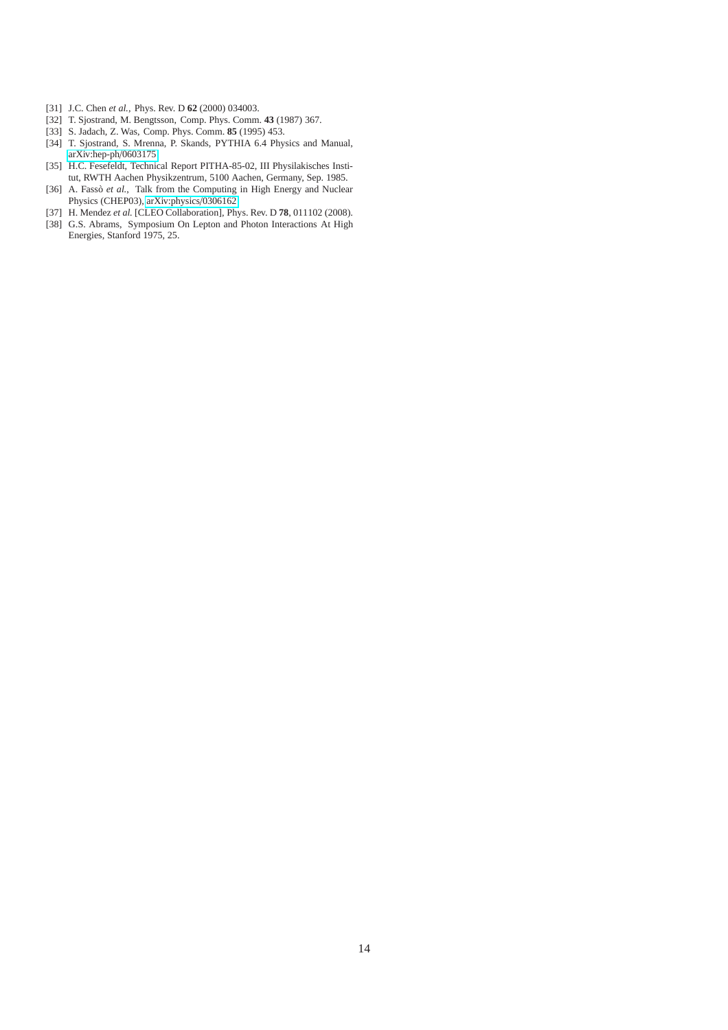[31] J.C. Chen *et al.*, Phys. Rev. D **62** (2000) 034003.

[32] T. Sjostrand, M. Bengtsson, Comp. Phys. Comm. **43** (1987) 367.

[33] S. Jadach, Z. Was, Comp. Phys. Comm. **85** (1995) 453.

[34] T. Sjostrand, S. Mrenna, P. Skands, PYTHIA 6.4 Physics and Manual, arXiv:hep-ph/0603175

[35] H.C. Fesefeldt, Technical Report PITHA-85-02, III Physilakisches Institut, RWTH Aachen Physikzentrum, 5100 Aachen, Germany, Sep. 1985.

[36] A. Fassò *et al.*, Talk from the Computing in High Energy and Nuclear Physics (CHEP03), arXiv:physics/0306162

[37] H. Mendez *et al.* [CLEO Collaboration], Phys. Rev. D **78**, 011102 (2008).

[38] G.S. Abrams, Symposium On Lepton and Photon Interactions At High Energies, Stanford 1975, 25.